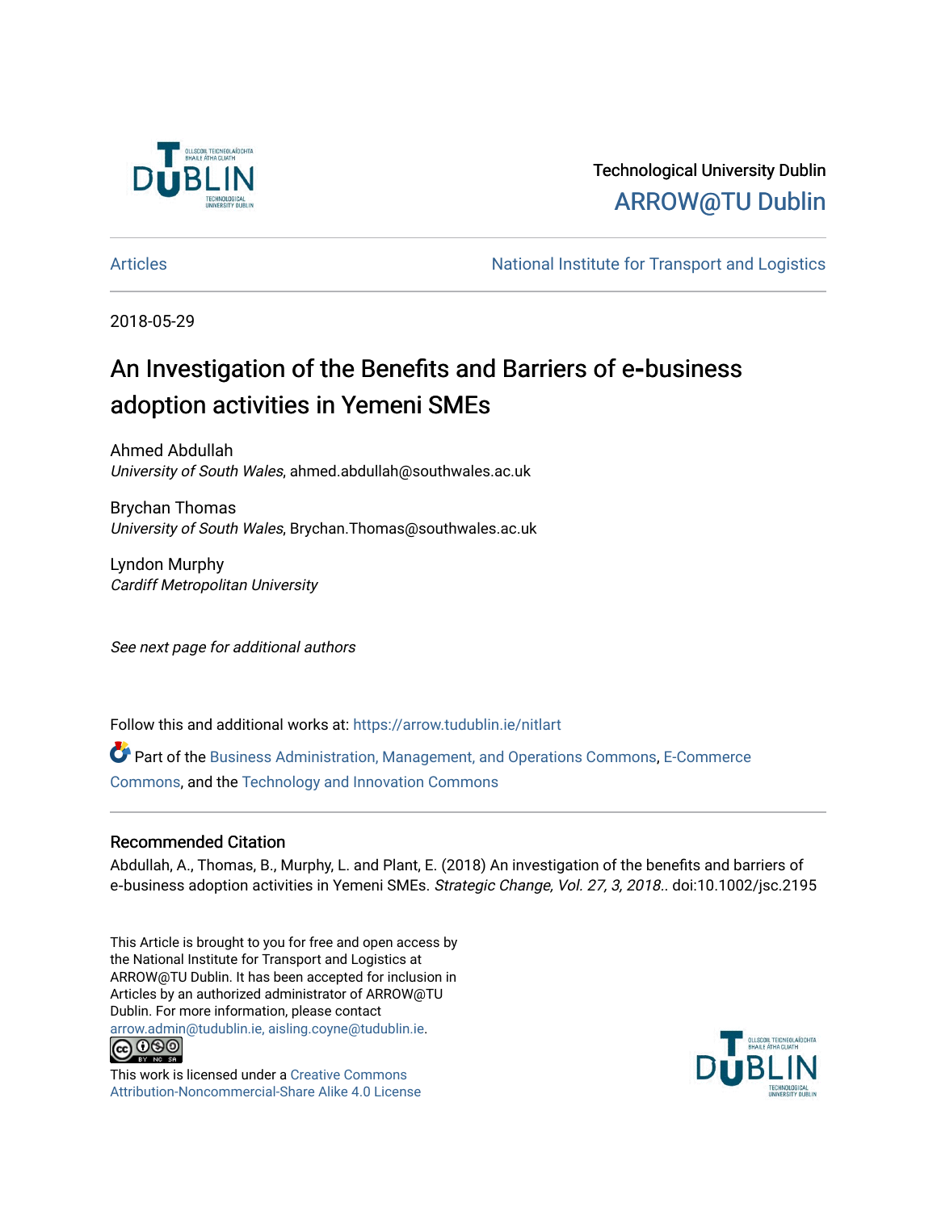Technological University Dublin

ARROW@TU Dublin

Articles | National Institute for Transport and Logistics

2018-05-29

# An Investigation of the Benefits and Barriers of e-business adoption activities in Yemeni SMEs

Ahmed Abdullah
*University of South Wales*, ahmed.abdullah@southwales.ac.uk

Brychan Thomas
*University of South Wales*, Brychan.Thomas@southwales.ac.uk

Lyndon Murphy
*Cardiff Metropolitan University*

*See next page for additional authors*

Follow this and additional works at: https://arrow.tudublin.ie/nitlart

Part of the Business Administration, Management, and Operations Commons, E-Commerce Commons, and the Technology and Innovation Commons

## Recommended Citation

Abdullah, A., Thomas, B., Murphy, L. and Plant, E. (2018) An investigation of the benefits and barriers of e-business adoption activities in Yemeni SMEs. *Strategic Change, Vol. 27, 3, 2018.*. doi:10.1002/jsc.2195

This Article is brought to you for free and open access by the National Institute for Transport and Logistics at ARROW@TU Dublin. It has been accepted for inclusion in Articles by an authorized administrator of ARROW@TU Dublin. For more information, please contact arrow.admin@tudublin.ie, aisling.coyne@tudublin.ie.

This work is licensed under a Creative Commons Attribution-Noncommercial-Share Alike 4.0 License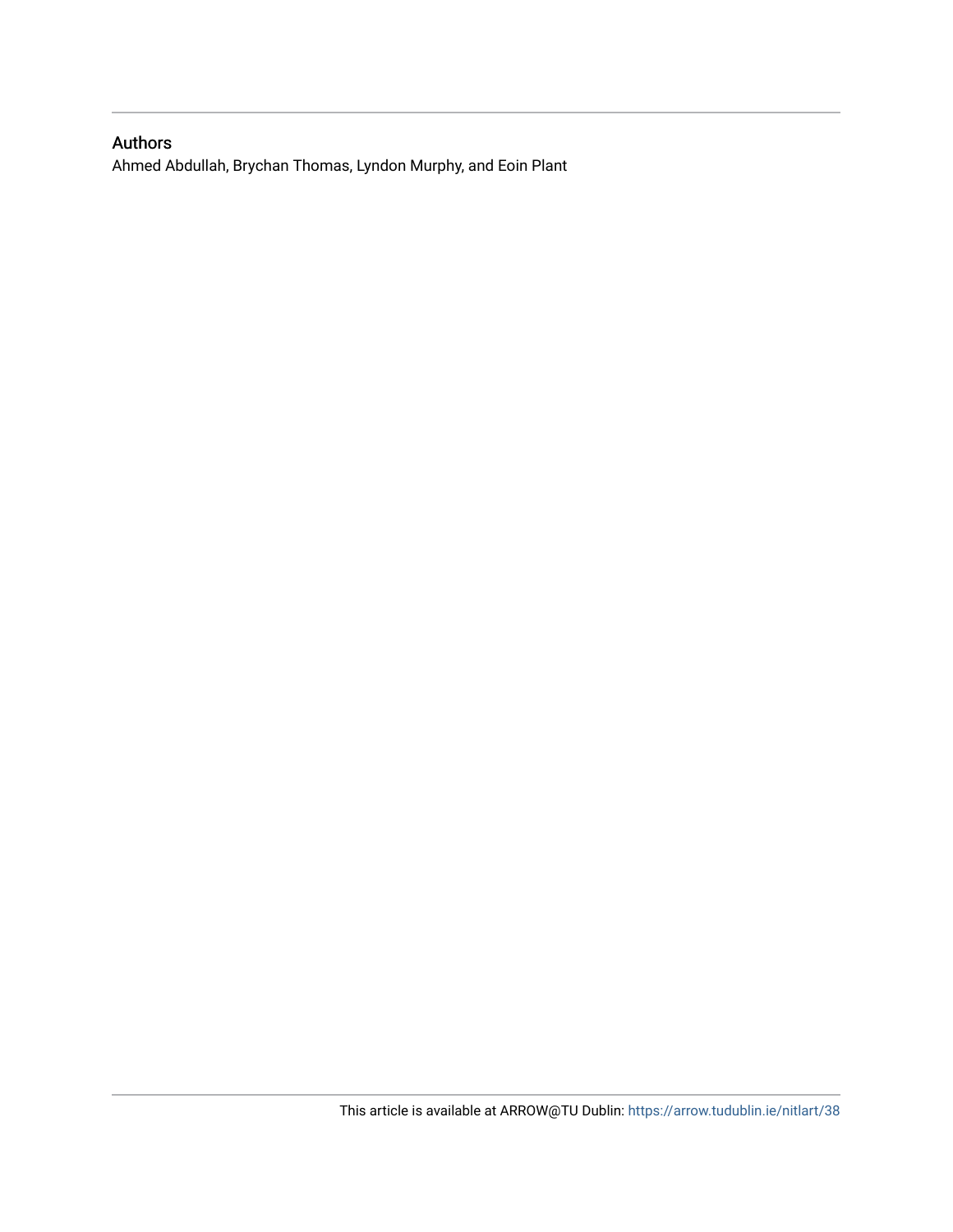## Authors

Ahmed Abdullah, Brychan Thomas, Lyndon Murphy, and Eoin Plant

This article is available at ARROW@TU Dublin: https://arrow.tudublin.ie/nitlart/38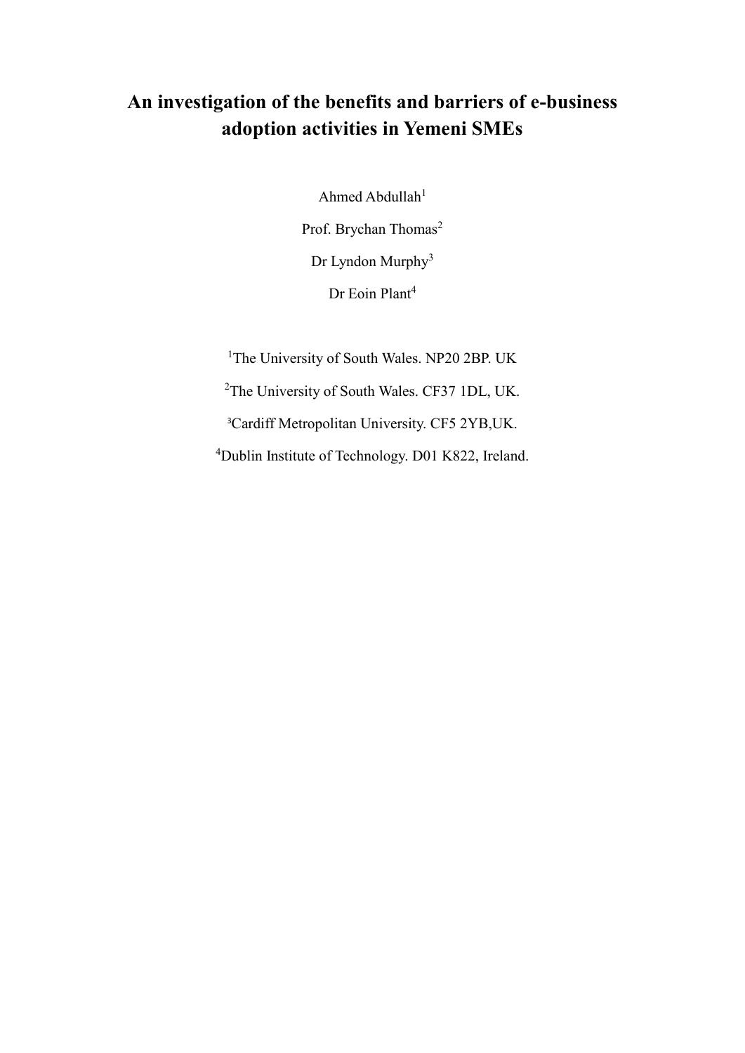# An investigation of the benefits and barriers of e-business adoption activities in Yemeni SMEs

Ahmed Abdullah[1]

Prof. Brychan Thomas[2]

Dr Lyndon Murphy[3]

Dr Eoin Plant[4]

[1]The University of South Wales. NP20 2BP. UK

[2]The University of South Wales. CF37 1DL, UK.

[3]Cardiff Metropolitan University. CF5 2YB,UK.

[4]Dublin Institute of Technology. D01 K822, Ireland.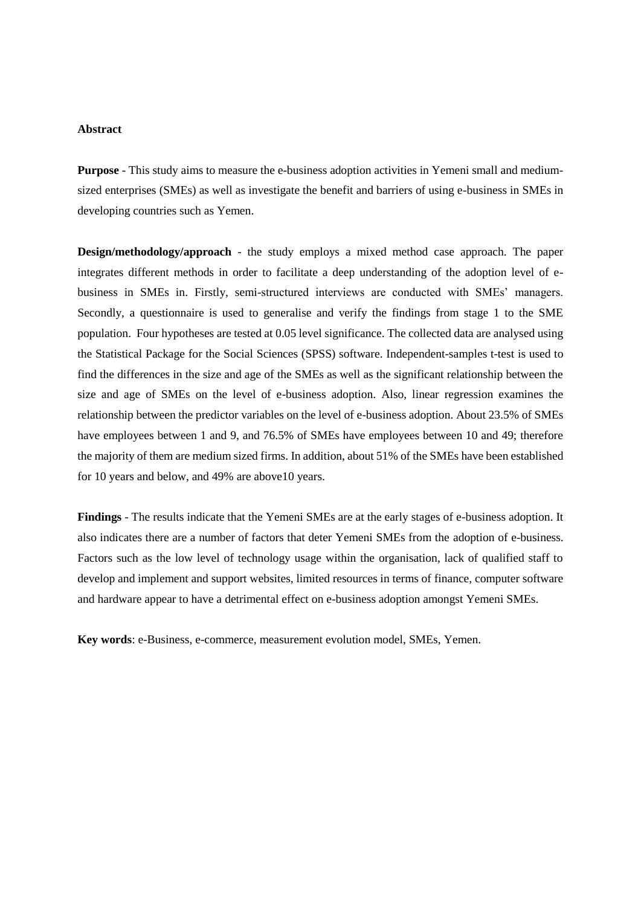**Abstract**

**Purpose** - This study aims to measure the e-business adoption activities in Yemeni small and medium-sized enterprises (SMEs) as well as investigate the benefit and barriers of using e-business in SMEs in developing countries such as Yemen.

**Design/methodology/approach** - the study employs a mixed method case approach. The paper integrates different methods in order to facilitate a deep understanding of the adoption level of e-business in SMEs in. Firstly, semi-structured interviews are conducted with SMEs' managers. Secondly, a questionnaire is used to generalise and verify the findings from stage 1 to the SME population. Four hypotheses are tested at 0.05 level significance. The collected data are analysed using the Statistical Package for the Social Sciences (SPSS) software. Independent-samples t-test is used to find the differences in the size and age of the SMEs as well as the significant relationship between the size and age of SMEs on the level of e-business adoption. Also, linear regression examines the relationship between the predictor variables on the level of e-business adoption. About 23.5% of SMEs have employees between 1 and 9, and 76.5% of SMEs have employees between 10 and 49; therefore the majority of them are medium sized firms. In addition, about 51% of the SMEs have been established for 10 years and below, and 49% are above10 years.

**Findings** - The results indicate that the Yemeni SMEs are at the early stages of e-business adoption. It also indicates there are a number of factors that deter Yemeni SMEs from the adoption of e-business. Factors such as the low level of technology usage within the organisation, lack of qualified staff to develop and implement and support websites, limited resources in terms of finance, computer software and hardware appear to have a detrimental effect on e-business adoption amongst Yemeni SMEs.

**Key words**: e-Business, e-commerce, measurement evolution model, SMEs, Yemen.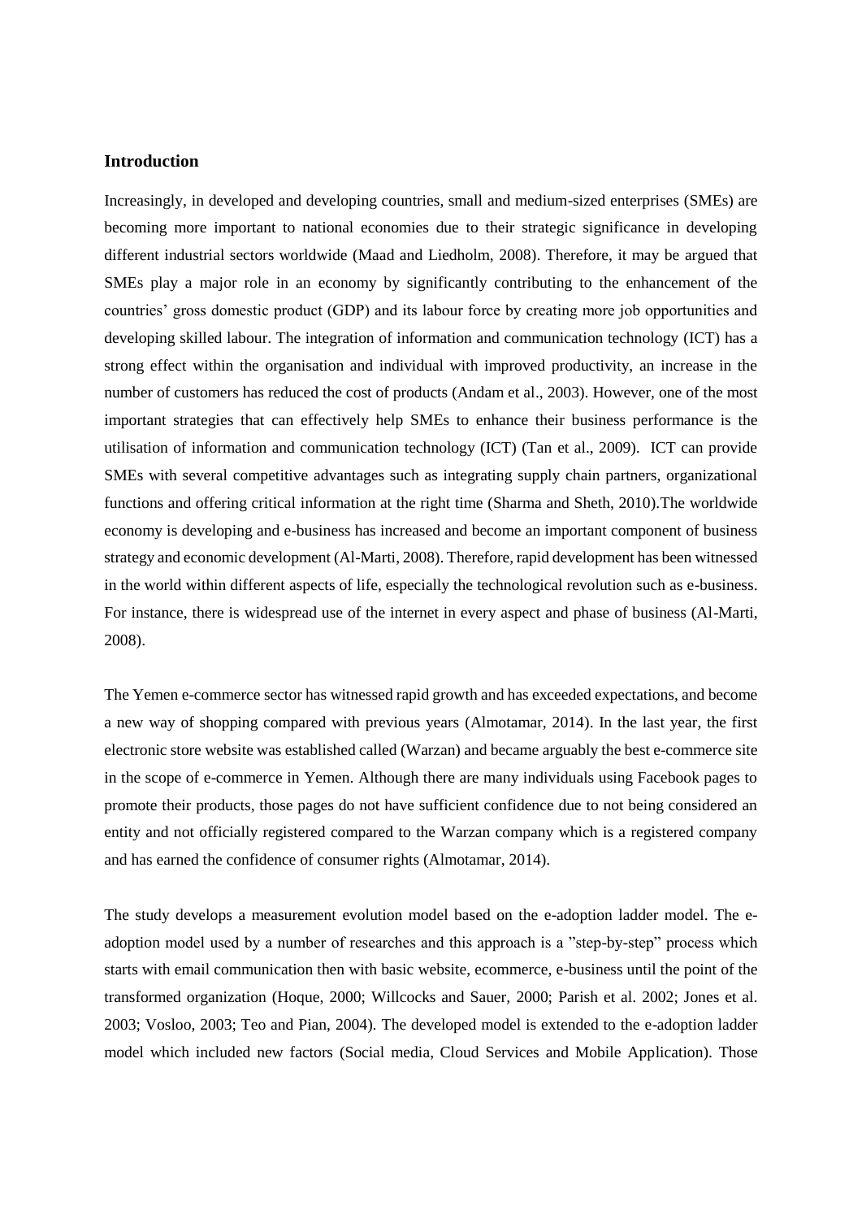## Introduction

Increasingly, in developed and developing countries, small and medium-sized enterprises (SMEs) are becoming more important to national economies due to their strategic significance in developing different industrial sectors worldwide (Maad and Liedholm, 2008). Therefore, it may be argued that SMEs play a major role in an economy by significantly contributing to the enhancement of the countries' gross domestic product (GDP) and its labour force by creating more job opportunities and developing skilled labour. The integration of information and communication technology (ICT) has a strong effect within the organisation and individual with improved productivity, an increase in the number of customers has reduced the cost of products (Andam et al., 2003). However, one of the most important strategies that can effectively help SMEs to enhance their business performance is the utilisation of information and communication technology (ICT) (Tan et al., 2009). ICT can provide SMEs with several competitive advantages such as integrating supply chain partners, organizational functions and offering critical information at the right time (Sharma and Sheth, 2010).The worldwide economy is developing and e-business has increased and become an important component of business strategy and economic development (Al-Marti, 2008). Therefore, rapid development has been witnessed in the world within different aspects of life, especially the technological revolution such as e-business. For instance, there is widespread use of the internet in every aspect and phase of business (Al-Marti, 2008).

The Yemen e-commerce sector has witnessed rapid growth and has exceeded expectations, and become a new way of shopping compared with previous years (Almotamar, 2014). In the last year, the first electronic store website was established called (Warzan) and became arguably the best e-commerce site in the scope of e-commerce in Yemen. Although there are many individuals using Facebook pages to promote their products, those pages do not have sufficient confidence due to not being considered an entity and not officially registered compared to the Warzan company which is a registered company and has earned the confidence of consumer rights (Almotamar, 2014).

The study develops a measurement evolution model based on the e-adoption ladder model. The e-adoption model used by a number of researches and this approach is a "step-by-step" process which starts with email communication then with basic website, ecommerce, e-business until the point of the transformed organization (Hoque, 2000; Willcocks and Sauer, 2000; Parish et al. 2002; Jones et al. 2003; Vosloo, 2003; Teo and Pian, 2004). The developed model is extended to the e-adoption ladder model which included new factors (Social media, Cloud Services and Mobile Application). Those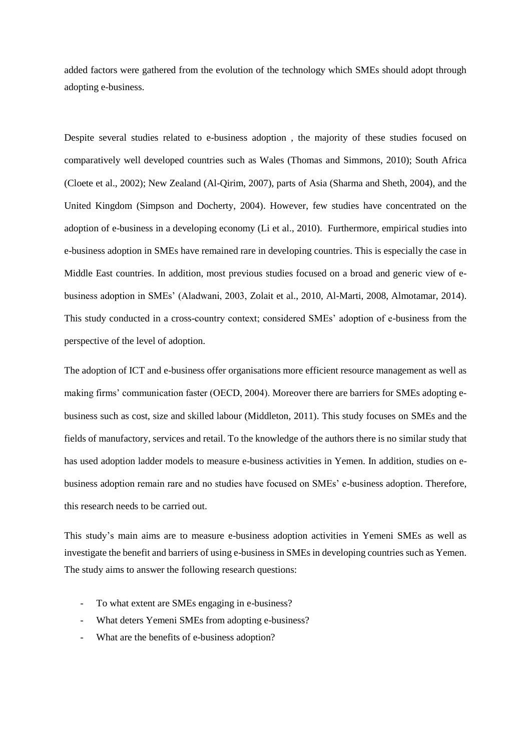added factors were gathered from the evolution of the technology which SMEs should adopt through adopting e-business.

Despite several studies related to e-business adoption , the majority of these studies focused on comparatively well developed countries such as Wales (Thomas and Simmons, 2010); South Africa (Cloete et al., 2002); New Zealand (Al-Qirim, 2007), parts of Asia (Sharma and Sheth, 2004), and the United Kingdom (Simpson and Docherty, 2004). However, few studies have concentrated on the adoption of e-business in a developing economy (Li et al., 2010). Furthermore, empirical studies into e-business adoption in SMEs have remained rare in developing countries. This is especially the case in Middle East countries. In addition, most previous studies focused on a broad and generic view of e-business adoption in SMEs' (Aladwani, 2003, Zolait et al., 2010, Al-Marti, 2008, Almotamar, 2014). This study conducted in a cross-country context; considered SMEs' adoption of e-business from the perspective of the level of adoption.

The adoption of ICT and e-business offer organisations more efficient resource management as well as making firms' communication faster (OECD, 2004). Moreover there are barriers for SMEs adopting e-business such as cost, size and skilled labour (Middleton, 2011). This study focuses on SMEs and the fields of manufactory, services and retail. To the knowledge of the authors there is no similar study that has used adoption ladder models to measure e-business activities in Yemen. In addition, studies on e-business adoption remain rare and no studies have focused on SMEs' e-business adoption. Therefore, this research needs to be carried out.

This study's main aims are to measure e-business adoption activities in Yemeni SMEs as well as investigate the benefit and barriers of using e-business in SMEs in developing countries such as Yemen. The study aims to answer the following research questions:

- To what extent are SMEs engaging in e-business?
- What deters Yemeni SMEs from adopting e-business?
- What are the benefits of e-business adoption?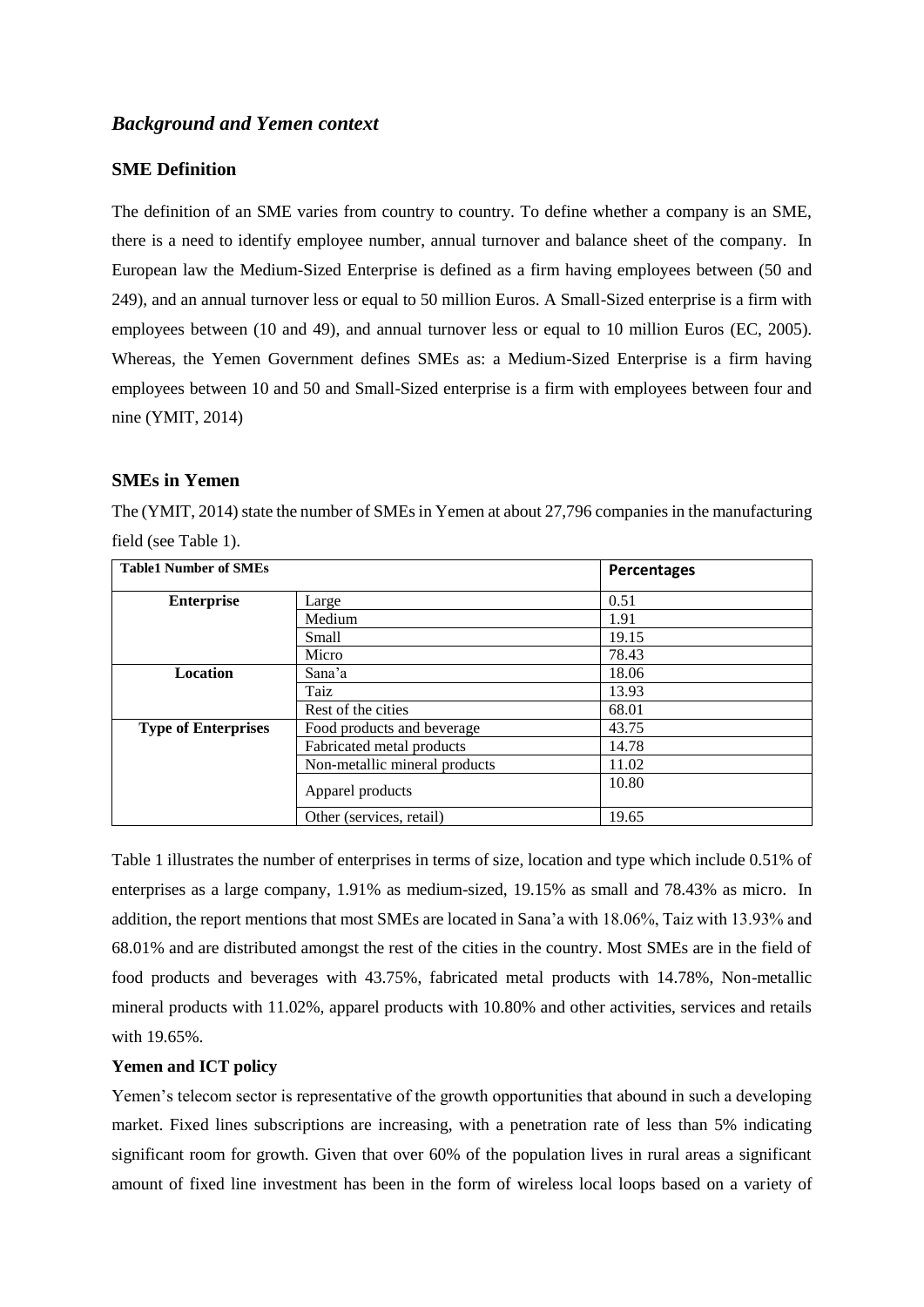## *Background and Yemen context*

### SME Definition

The definition of an SME varies from country to country. To define whether a company is an SME, there is a need to identify employee number, annual turnover and balance sheet of the company. In European law the Medium-Sized Enterprise is defined as a firm having employees between (50 and 249), and an annual turnover less or equal to 50 million Euros. A Small-Sized enterprise is a firm with employees between (10 and 49), and annual turnover less or equal to 10 million Euros (EC, 2005). Whereas, the Yemen Government defines SMEs as: a Medium-Sized Enterprise is a firm having employees between 10 and 50 and Small-Sized enterprise is a firm with employees between four and nine (YMIT, 2014)

### SMEs in Yemen

The (YMIT, 2014) state the number of SMEs in Yemen at about 27,796 companies in the manufacturing field (see Table 1).

| Table1 Number of SMEs | | Percentages |
|---|---|---|
| Enterprise | Large | 0.51 |
| | Medium | 1.91 |
| | Small | 19.15 |
| | Micro | 78.43 |
| Location | Sana'a | 18.06 |
| | Taiz | 13.93 |
| | Rest of the cities | 68.01 |
| Type of Enterprises | Food products and beverage | 43.75 |
| | Fabricated metal products | 14.78 |
| | Non-metallic mineral products | 11.02 |
| | Apparel products | 10.80 |
| | Other (services, retail) | 19.65 |

Table 1 illustrates the number of enterprises in terms of size, location and type which include 0.51% of enterprises as a large company, 1.91% as medium-sized, 19.15% as small and 78.43% as micro. In addition, the report mentions that most SMEs are located in Sana'a with 18.06%, Taiz with 13.93% and 68.01% and are distributed amongst the rest of the cities in the country. Most SMEs are in the field of food products and beverages with 43.75%, fabricated metal products with 14.78%, Non-metallic mineral products with 11.02%, apparel products with 10.80% and other activities, services and retails with 19.65%.

**Yemen and ICT policy**

Yemen's telecom sector is representative of the growth opportunities that abound in such a developing market. Fixed lines subscriptions are increasing, with a penetration rate of less than 5% indicating significant room for growth. Given that over 60% of the population lives in rural areas a significant amount of fixed line investment has been in the form of wireless local loops based on a variety of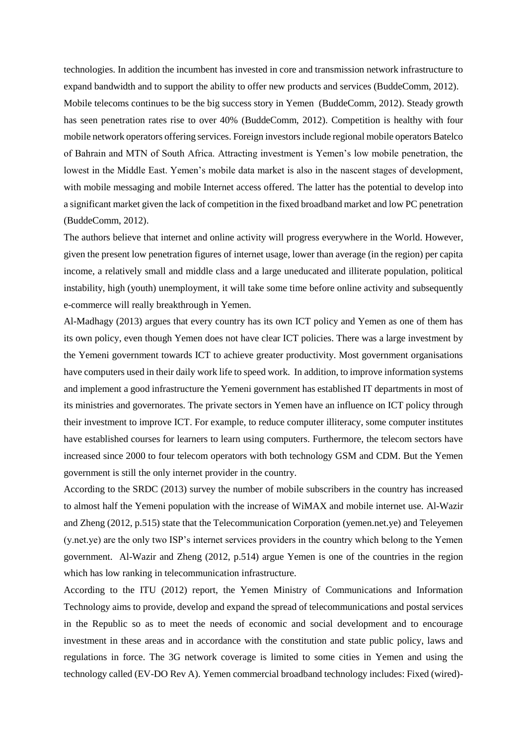technologies. In addition the incumbent has invested in core and transmission network infrastructure to expand bandwidth and to support the ability to offer new products and services (BuddeComm, 2012).

Mobile telecoms continues to be the big success story in Yemen (BuddeComm, 2012). Steady growth has seen penetration rates rise to over 40% (BuddeComm, 2012). Competition is healthy with four mobile network operators offering services. Foreign investors include regional mobile operators Batelco of Bahrain and MTN of South Africa. Attracting investment is Yemen's low mobile penetration, the lowest in the Middle East. Yemen's mobile data market is also in the nascent stages of development, with mobile messaging and mobile Internet access offered. The latter has the potential to develop into a significant market given the lack of competition in the fixed broadband market and low PC penetration (BuddeComm, 2012).

The authors believe that internet and online activity will progress everywhere in the World. However, given the present low penetration figures of internet usage, lower than average (in the region) per capita income, a relatively small and middle class and a large uneducated and illiterate population, political instability, high (youth) unemployment, it will take some time before online activity and subsequently e-commerce will really breakthrough in Yemen.

Al-Madhagy (2013) argues that every country has its own ICT policy and Yemen as one of them has its own policy, even though Yemen does not have clear ICT policies. There was a large investment by the Yemeni government towards ICT to achieve greater productivity. Most government organisations have computers used in their daily work life to speed work. In addition, to improve information systems and implement a good infrastructure the Yemeni government has established IT departments in most of its ministries and governorates. The private sectors in Yemen have an influence on ICT policy through their investment to improve ICT. For example, to reduce computer illiteracy, some computer institutes have established courses for learners to learn using computers. Furthermore, the telecom sectors have increased since 2000 to four telecom operators with both technology GSM and CDM. But the Yemen government is still the only internet provider in the country.

According to the SRDC (2013) survey the number of mobile subscribers in the country has increased to almost half the Yemeni population with the increase of WiMAX and mobile internet use. Al-Wazir and Zheng (2012, p.515) state that the Telecommunication Corporation (yemen.net.ye) and Teleyemen (y.net.ye) are the only two ISP's internet services providers in the country which belong to the Yemen government. Al-Wazir and Zheng (2012, p.514) argue Yemen is one of the countries in the region which has low ranking in telecommunication infrastructure.

According to the ITU (2012) report, the Yemen Ministry of Communications and Information Technology aims to provide, develop and expand the spread of telecommunications and postal services in the Republic so as to meet the needs of economic and social development and to encourage investment in these areas and in accordance with the constitution and state public policy, laws and regulations in force. The 3G network coverage is limited to some cities in Yemen and using the technology called (EV-DO Rev A). Yemen commercial broadband technology includes: Fixed (wired)-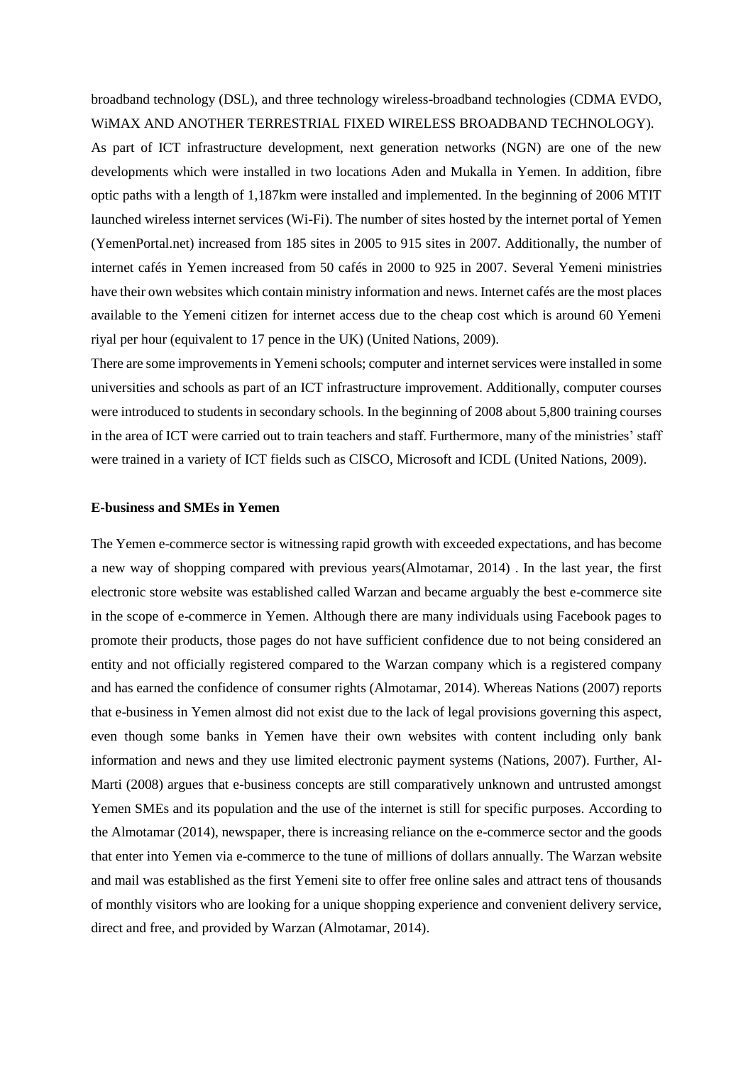broadband technology (DSL), and three technology wireless-broadband technologies (CDMA EVDO, WiMAX AND ANOTHER TERRESTRIAL FIXED WIRELESS BROADBAND TECHNOLOGY).

As part of ICT infrastructure development, next generation networks (NGN) are one of the new developments which were installed in two locations Aden and Mukalla in Yemen. In addition, fibre optic paths with a length of 1,187km were installed and implemented. In the beginning of 2006 MTIT launched wireless internet services (Wi-Fi). The number of sites hosted by the internet portal of Yemen (YemenPortal.net) increased from 185 sites in 2005 to 915 sites in 2007. Additionally, the number of internet cafés in Yemen increased from 50 cafés in 2000 to 925 in 2007. Several Yemeni ministries have their own websites which contain ministry information and news. Internet cafés are the most places available to the Yemeni citizen for internet access due to the cheap cost which is around 60 Yemeni riyal per hour (equivalent to 17 pence in the UK) (United Nations, 2009).

There are some improvements in Yemeni schools; computer and internet services were installed in some universities and schools as part of an ICT infrastructure improvement. Additionally, computer courses were introduced to students in secondary schools. In the beginning of 2008 about 5,800 training courses in the area of ICT were carried out to train teachers and staff. Furthermore, many of the ministries' staff were trained in a variety of ICT fields such as CISCO, Microsoft and ICDL (United Nations, 2009).

## E-business and SMEs in Yemen

The Yemen e-commerce sector is witnessing rapid growth with exceeded expectations, and has become a new way of shopping compared with previous years(Almotamar, 2014) . In the last year, the first electronic store website was established called Warzan and became arguably the best e-commerce site in the scope of e-commerce in Yemen. Although there are many individuals using Facebook pages to promote their products, those pages do not have sufficient confidence due to not being considered an entity and not officially registered compared to the Warzan company which is a registered company and has earned the confidence of consumer rights (Almotamar, 2014). Whereas Nations (2007) reports that e-business in Yemen almost did not exist due to the lack of legal provisions governing this aspect, even though some banks in Yemen have their own websites with content including only bank information and news and they use limited electronic payment systems (Nations, 2007). Further, Al-Marti (2008) argues that e-business concepts are still comparatively unknown and untrusted amongst Yemen SMEs and its population and the use of the internet is still for specific purposes. According to the Almotamar (2014), newspaper, there is increasing reliance on the e-commerce sector and the goods that enter into Yemen via e-commerce to the tune of millions of dollars annually. The Warzan website and mail was established as the first Yemeni site to offer free online sales and attract tens of thousands of monthly visitors who are looking for a unique shopping experience and convenient delivery service, direct and free, and provided by Warzan (Almotamar, 2014).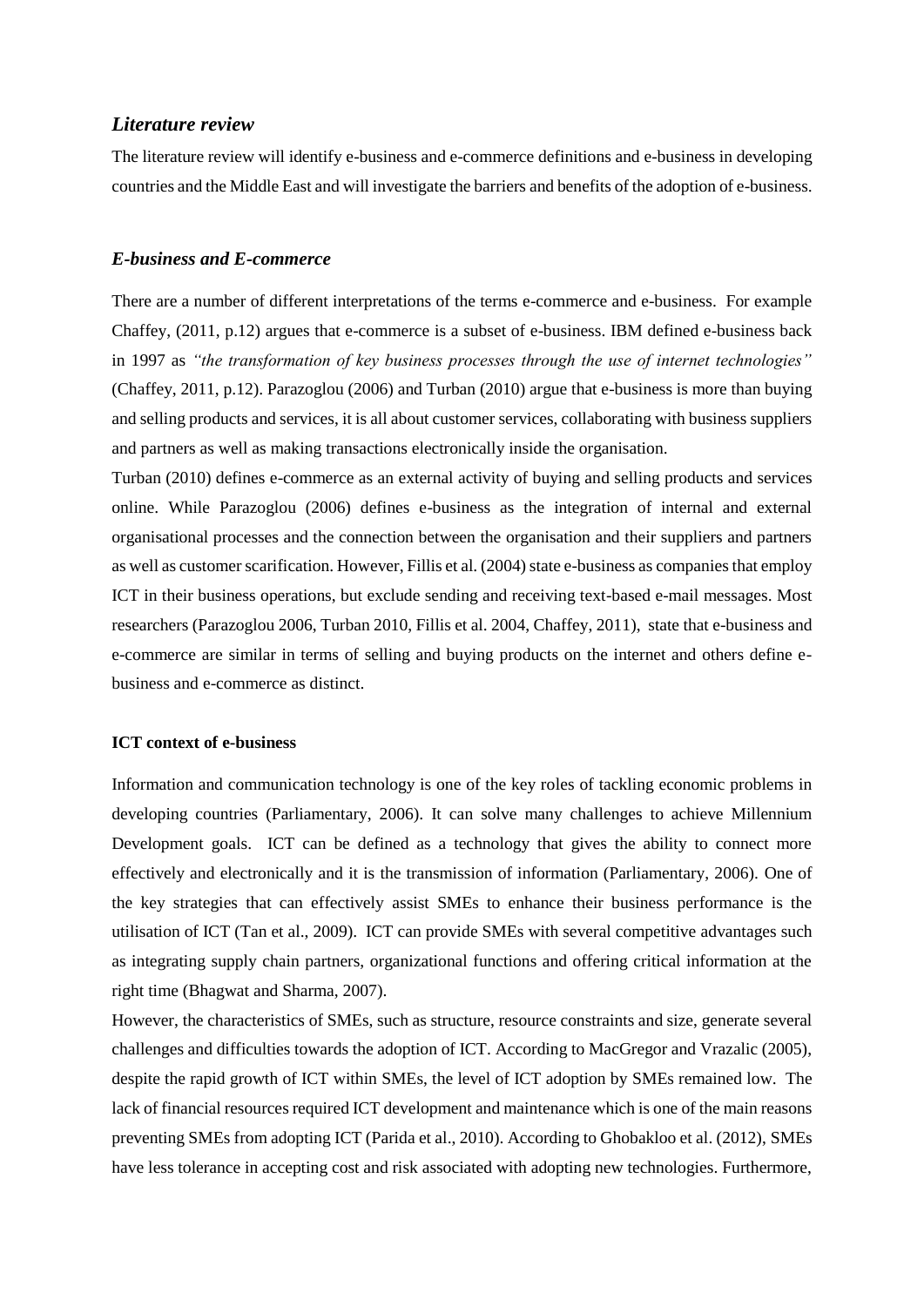## *Literature review*

The literature review will identify e-business and e-commerce definitions and e-business in developing countries and the Middle East and will investigate the barriers and benefits of the adoption of e-business.

## *E-business and E-commerce*

There are a number of different interpretations of the terms e-commerce and e-business. For example Chaffey, (2011, p.12) argues that e-commerce is a subset of e-business. IBM defined e-business back in 1997 as *"the transformation of key business processes through the use of internet technologies"* (Chaffey, 2011, p.12). Parazoglou (2006) and Turban (2010) argue that e-business is more than buying and selling products and services, it is all about customer services, collaborating with business suppliers and partners as well as making transactions electronically inside the organisation.

Turban (2010) defines e-commerce as an external activity of buying and selling products and services online. While Parazoglou (2006) defines e-business as the integration of internal and external organisational processes and the connection between the organisation and their suppliers and partners as well as customer scarification. However, Fillis et al. (2004) state e-business as companies that employ ICT in their business operations, but exclude sending and receiving text-based e-mail messages. Most researchers (Parazoglou 2006, Turban 2010, Fillis et al. 2004, Chaffey, 2011), state that e-business and e-commerce are similar in terms of selling and buying products on the internet and others define e-business and e-commerce as distinct.

### ICT context of e-business

Information and communication technology is one of the key roles of tackling economic problems in developing countries (Parliamentary, 2006). It can solve many challenges to achieve Millennium Development goals. ICT can be defined as a technology that gives the ability to connect more effectively and electronically and it is the transmission of information (Parliamentary, 2006). One of the key strategies that can effectively assist SMEs to enhance their business performance is the utilisation of ICT (Tan et al., 2009). ICT can provide SMEs with several competitive advantages such as integrating supply chain partners, organizational functions and offering critical information at the right time (Bhagwat and Sharma, 2007).

However, the characteristics of SMEs, such as structure, resource constraints and size, generate several challenges and difficulties towards the adoption of ICT. According to MacGregor and Vrazalic (2005), despite the rapid growth of ICT within SMEs, the level of ICT adoption by SMEs remained low. The lack of financial resources required ICT development and maintenance which is one of the main reasons preventing SMEs from adopting ICT (Parida et al., 2010). According to Ghobakloo et al. (2012), SMEs have less tolerance in accepting cost and risk associated with adopting new technologies. Furthermore,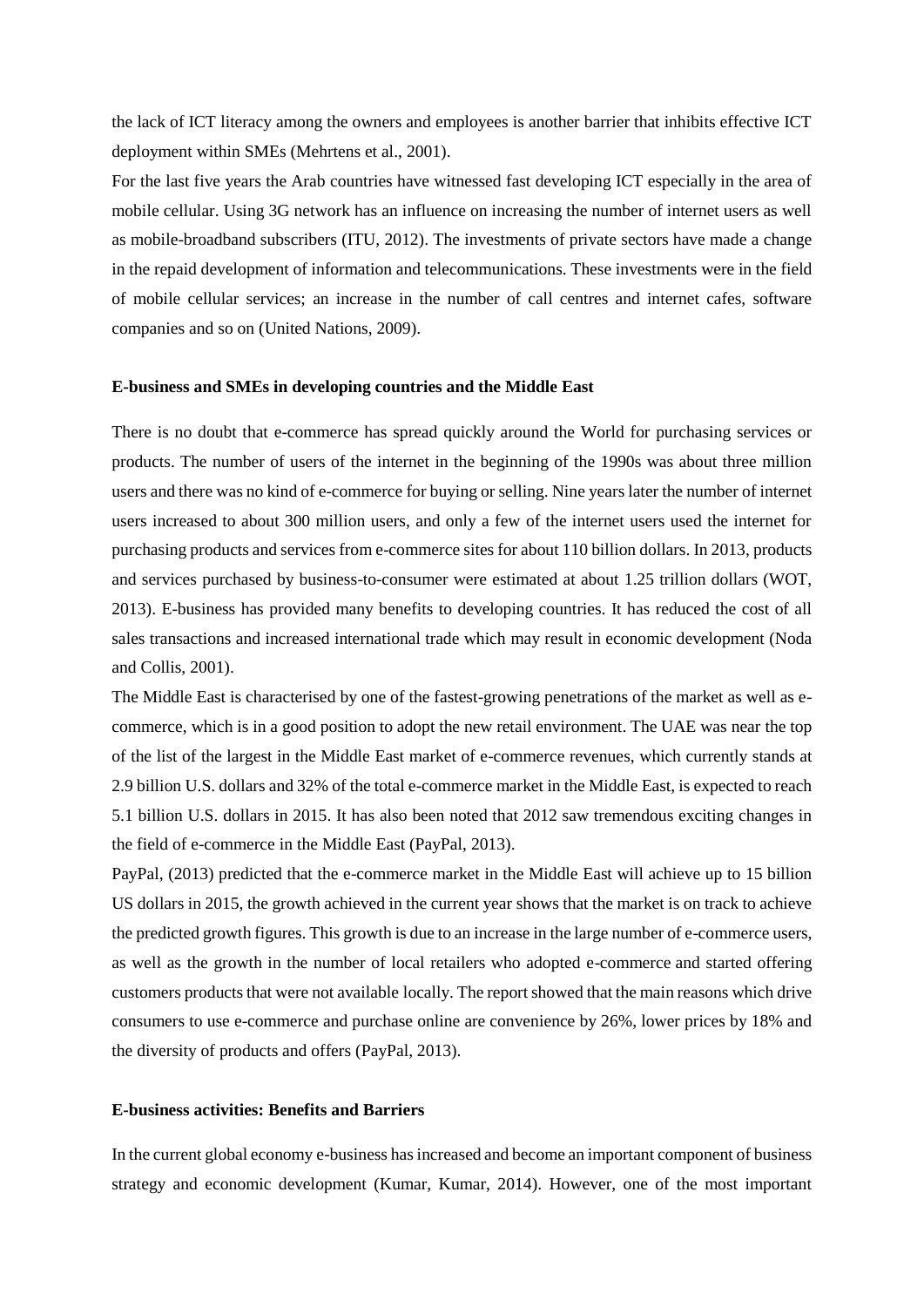the lack of ICT literacy among the owners and employees is another barrier that inhibits effective ICT deployment within SMEs (Mehrtens et al., 2001).

For the last five years the Arab countries have witnessed fast developing ICT especially in the area of mobile cellular. Using 3G network has an influence on increasing the number of internet users as well as mobile-broadband subscribers (ITU, 2012). The investments of private sectors have made a change in the repaid development of information and telecommunications. These investments were in the field of mobile cellular services; an increase in the number of call centres and internet cafes, software companies and so on (United Nations, 2009).

**E-business and SMEs in developing countries and the Middle East**

There is no doubt that e-commerce has spread quickly around the World for purchasing services or products. The number of users of the internet in the beginning of the 1990s was about three million users and there was no kind of e-commerce for buying or selling. Nine years later the number of internet users increased to about 300 million users, and only a few of the internet users used the internet for purchasing products and services from e-commerce sites for about 110 billion dollars. In 2013, products and services purchased by business-to-consumer were estimated at about 1.25 trillion dollars (WOT, 2013). E-business has provided many benefits to developing countries. It has reduced the cost of all sales transactions and increased international trade which may result in economic development (Noda and Collis, 2001).

The Middle East is characterised by one of the fastest-growing penetrations of the market as well as e-commerce, which is in a good position to adopt the new retail environment. The UAE was near the top of the list of the largest in the Middle East market of e-commerce revenues, which currently stands at 2.9 billion U.S. dollars and 32% of the total e-commerce market in the Middle East, is expected to reach 5.1 billion U.S. dollars in 2015. It has also been noted that 2012 saw tremendous exciting changes in the field of e-commerce in the Middle East (PayPal, 2013).

PayPal, (2013) predicted that the e-commerce market in the Middle East will achieve up to 15 billion US dollars in 2015, the growth achieved in the current year shows that the market is on track to achieve the predicted growth figures. This growth is due to an increase in the large number of e-commerce users, as well as the growth in the number of local retailers who adopted e-commerce and started offering customers products that were not available locally. The report showed that the main reasons which drive consumers to use e-commerce and purchase online are convenience by 26%, lower prices by 18% and the diversity of products and offers (PayPal, 2013).

**E-business activities: Benefits and Barriers**

In the current global economy e-business has increased and become an important component of business strategy and economic development (Kumar, Kumar, 2014). However, one of the most important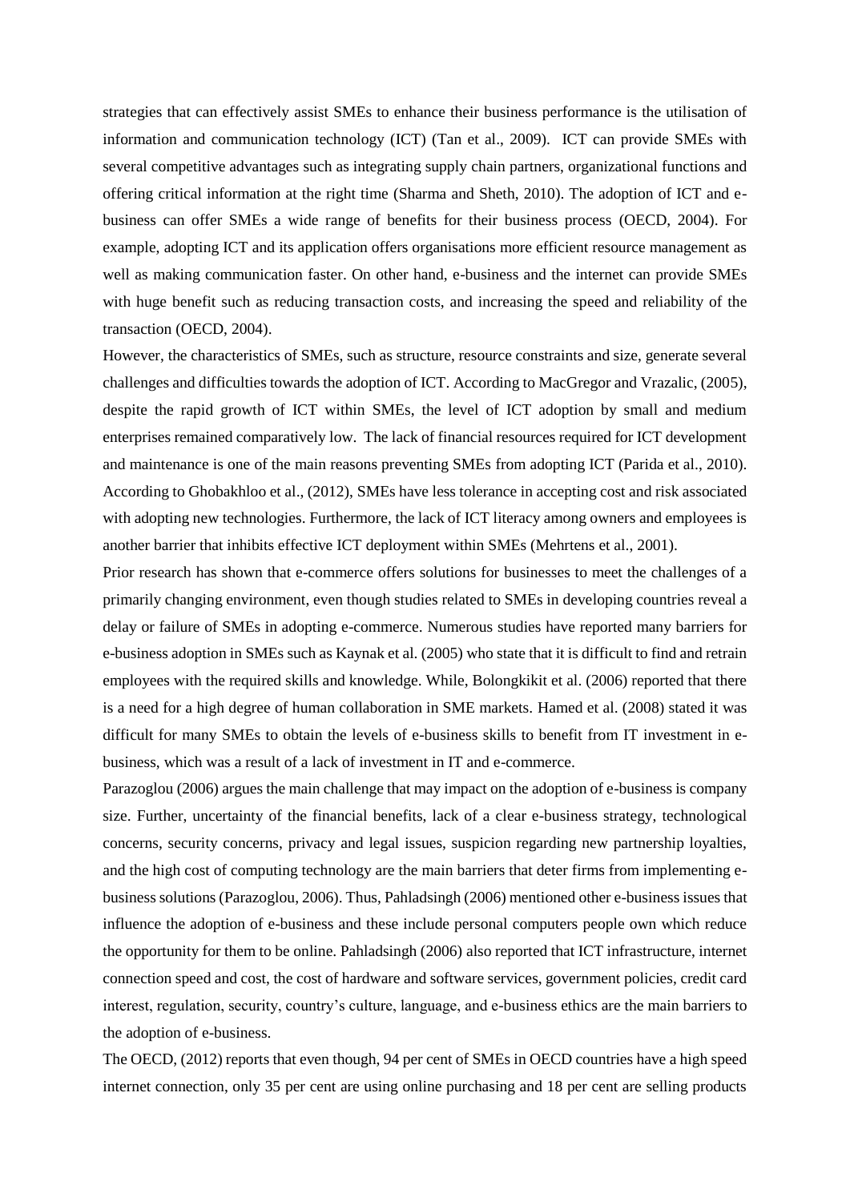strategies that can effectively assist SMEs to enhance their business performance is the utilisation of information and communication technology (ICT) (Tan et al., 2009). ICT can provide SMEs with several competitive advantages such as integrating supply chain partners, organizational functions and offering critical information at the right time (Sharma and Sheth, 2010). The adoption of ICT and e-business can offer SMEs a wide range of benefits for their business process (OECD, 2004). For example, adopting ICT and its application offers organisations more efficient resource management as well as making communication faster. On other hand, e-business and the internet can provide SMEs with huge benefit such as reducing transaction costs, and increasing the speed and reliability of the transaction (OECD, 2004).

However, the characteristics of SMEs, such as structure, resource constraints and size, generate several challenges and difficulties towards the adoption of ICT. According to MacGregor and Vrazalic, (2005), despite the rapid growth of ICT within SMEs, the level of ICT adoption by small and medium enterprises remained comparatively low. The lack of financial resources required for ICT development and maintenance is one of the main reasons preventing SMEs from adopting ICT (Parida et al., 2010). According to Ghobakhloo et al., (2012), SMEs have less tolerance in accepting cost and risk associated with adopting new technologies. Furthermore, the lack of ICT literacy among owners and employees is another barrier that inhibits effective ICT deployment within SMEs (Mehrtens et al., 2001).

Prior research has shown that e-commerce offers solutions for businesses to meet the challenges of a primarily changing environment, even though studies related to SMEs in developing countries reveal a delay or failure of SMEs in adopting e-commerce. Numerous studies have reported many barriers for e-business adoption in SMEs such as Kaynak et al. (2005) who state that it is difficult to find and retrain employees with the required skills and knowledge. While, Bolongkikit et al. (2006) reported that there is a need for a high degree of human collaboration in SME markets. Hamed et al. (2008) stated it was difficult for many SMEs to obtain the levels of e-business skills to benefit from IT investment in e-business, which was a result of a lack of investment in IT and e-commerce.

Parazoglou (2006) argues the main challenge that may impact on the adoption of e-business is company size. Further, uncertainty of the financial benefits, lack of a clear e-business strategy, technological concerns, security concerns, privacy and legal issues, suspicion regarding new partnership loyalties, and the high cost of computing technology are the main barriers that deter firms from implementing e-business solutions (Parazoglou, 2006). Thus, Pahladsingh (2006) mentioned other e-business issues that influence the adoption of e-business and these include personal computers people own which reduce the opportunity for them to be online. Pahladsingh (2006) also reported that ICT infrastructure, internet connection speed and cost, the cost of hardware and software services, government policies, credit card interest, regulation, security, country's culture, language, and e-business ethics are the main barriers to the adoption of e-business.

The OECD, (2012) reports that even though, 94 per cent of SMEs in OECD countries have a high speed internet connection, only 35 per cent are using online purchasing and 18 per cent are selling products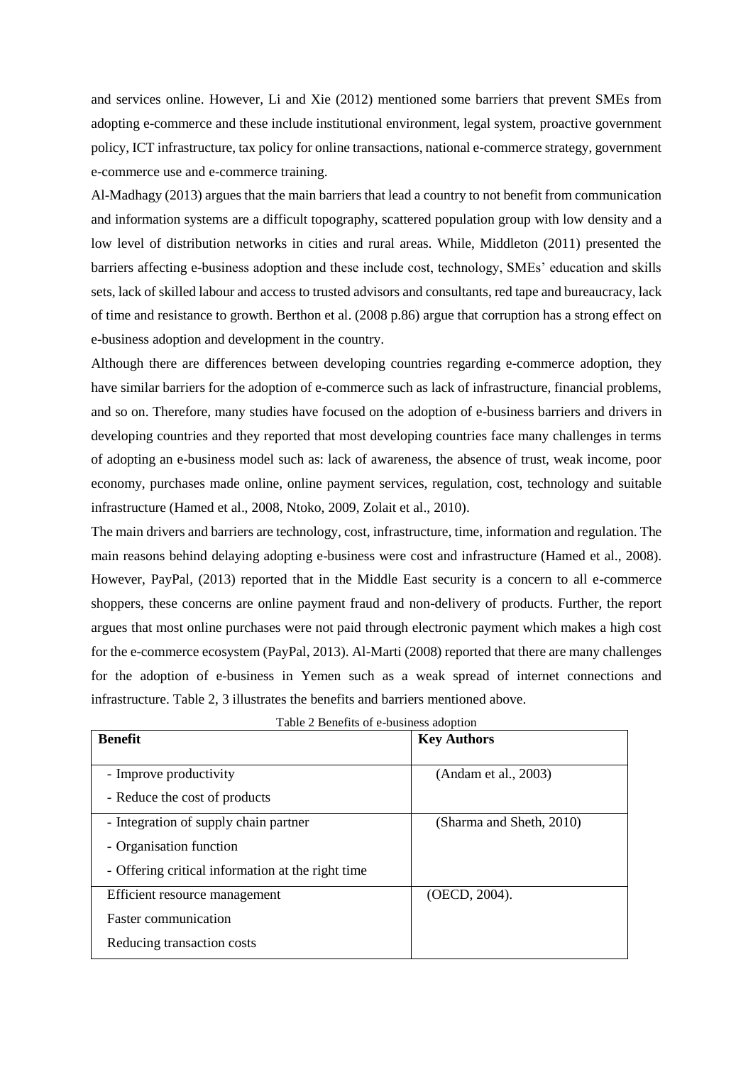and services online. However, Li and Xie (2012) mentioned some barriers that prevent SMEs from adopting e-commerce and these include institutional environment, legal system, proactive government policy, ICT infrastructure, tax policy for online transactions, national e-commerce strategy, government e-commerce use and e-commerce training.

Al-Madhagy (2013) argues that the main barriers that lead a country to not benefit from communication and information systems are a difficult topography, scattered population group with low density and a low level of distribution networks in cities and rural areas. While, Middleton (2011) presented the barriers affecting e-business adoption and these include cost, technology, SMEs' education and skills sets, lack of skilled labour and access to trusted advisors and consultants, red tape and bureaucracy, lack of time and resistance to growth. Berthon et al. (2008 p.86) argue that corruption has a strong effect on e-business adoption and development in the country.

Although there are differences between developing countries regarding e-commerce adoption, they have similar barriers for the adoption of e-commerce such as lack of infrastructure, financial problems, and so on. Therefore, many studies have focused on the adoption of e-business barriers and drivers in developing countries and they reported that most developing countries face many challenges in terms of adopting an e-business model such as: lack of awareness, the absence of trust, weak income, poor economy, purchases made online, online payment services, regulation, cost, technology and suitable infrastructure (Hamed et al., 2008, Ntoko, 2009, Zolait et al., 2010).

The main drivers and barriers are technology, cost, infrastructure, time, information and regulation. The main reasons behind delaying adopting e-business were cost and infrastructure (Hamed et al., 2008). However, PayPal, (2013) reported that in the Middle East security is a concern to all e-commerce shoppers, these concerns are online payment fraud and non-delivery of products. Further, the report argues that most online purchases were not paid through electronic payment which makes a high cost for the e-commerce ecosystem (PayPal, 2013). Al-Marti (2008) reported that there are many challenges for the adoption of e-business in Yemen such as a weak spread of internet connections and infrastructure. Table 2, 3 illustrates the benefits and barriers mentioned above.

Table 2 Benefits of e-business adoption

| Benefit | Key Authors |
|---|---|
| - Improve productivity<br>- Reduce the cost of products | (Andam et al., 2003) |
| - Integration of supply chain partner<br>- Organisation function<br>- Offering critical information at the right time | (Sharma and Sheth, 2010) |
| Efficient resource management<br>Faster communication<br>Reducing transaction costs | (OECD, 2004). |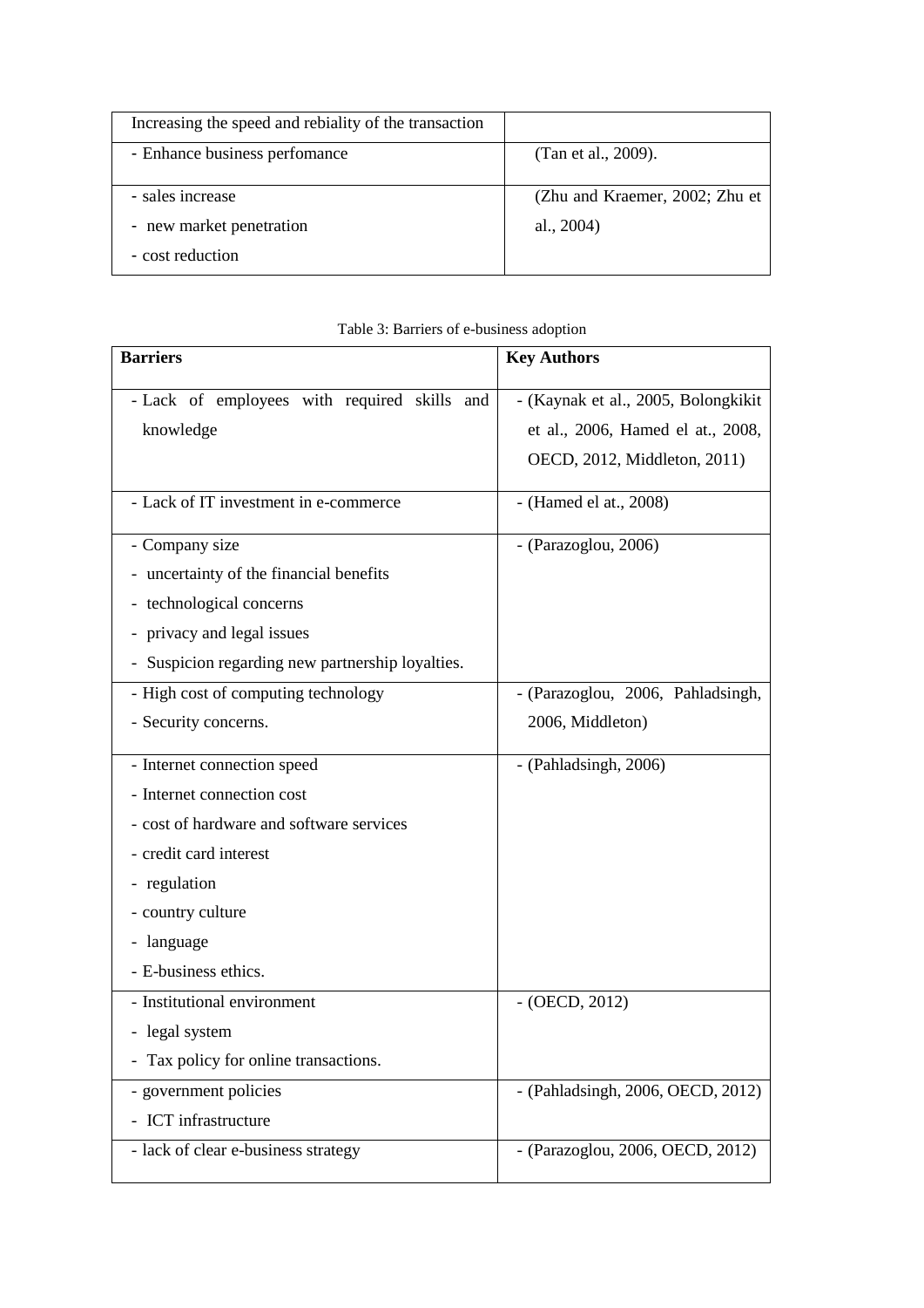| Increasing the speed and rebiality of the transaction | |
|---|---|
| - Enhance business perfomance | (Tan et al., 2009). |
| - sales increase<br>- new market penetration<br>- cost reduction | (Zhu and Kraemer, 2002; Zhu et al., 2004) |

Table 3: Barriers of e-business adoption

| **Barriers** | **Key Authors** |
|---|---|
| - Lack of employees with required skills and knowledge | - (Kaynak et al., 2005, Bolongkikit et al., 2006, Hamed el at., 2008, OECD, 2012, Middleton, 2011) |
| - Lack of IT investment in e-commerce | - (Hamed el at., 2008) |
| - Company size<br>- uncertainty of the financial benefits<br>- technological concerns<br>- privacy and legal issues<br>- Suspicion regarding new partnership loyalties. | - (Parazoglou, 2006) |
| - High cost of computing technology<br>- Security concerns. | - (Parazoglou, 2006, Pahladsingh, 2006, Middleton) |
| - Internet connection speed<br>- Internet connection cost<br>- cost of hardware and software services<br>- credit card interest<br>- regulation<br>- country culture<br>- language<br>- E-business ethics. | - (Pahladsingh, 2006) |
| - Institutional environment<br>- legal system<br>- Tax policy for online transactions. | - (OECD, 2012) |
| - government policies<br>- ICT infrastructure | - (Pahladsingh, 2006, OECD, 2012) |
| - lack of clear e-business strategy | - (Parazoglou, 2006, OECD, 2012) |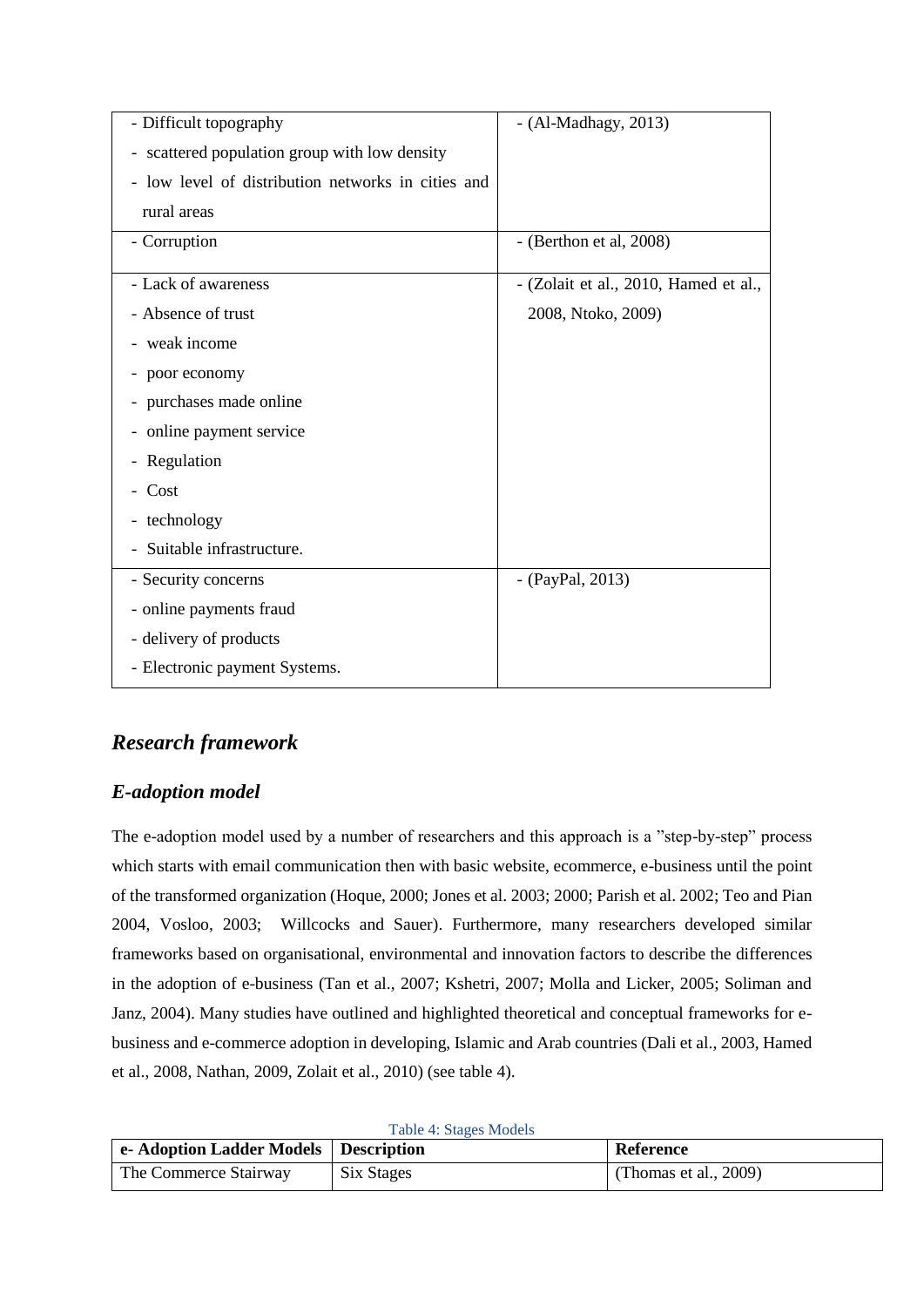| | |
|---|---|
| - Difficult topography<br>- scattered population group with low density<br>- low level of distribution networks in cities and rural areas | - (Al-Madhagy, 2013) |
| - Corruption | - (Berthon et al, 2008) |
| - Lack of awareness<br>- Absence of trust<br>- weak income<br>- poor economy<br>- purchases made online<br>- online payment service<br>- Regulation<br>- Cost<br>- technology<br>- Suitable infrastructure. | - (Zolait et al., 2010, Hamed et al., 2008, Ntoko, 2009) |
| - Security concerns<br>- online payments fraud<br>- delivery of products<br>- Electronic payment Systems. | - (PayPal, 2013) |

## *Research framework*

### *E-adoption model*

The e-adoption model used by a number of researchers and this approach is a "step-by-step" process which starts with email communication then with basic website, ecommerce, e-business until the point of the transformed organization (Hoque, 2000; Jones et al. 2003; 2000; Parish et al. 2002; Teo and Pian 2004, Vosloo, 2003; Willcocks and Sauer). Furthermore, many researchers developed similar frameworks based on organisational, environmental and innovation factors to describe the differences in the adoption of e-business (Tan et al., 2007; Kshetri, 2007; Molla and Licker, 2005; Soliman and Janz, 2004). Many studies have outlined and highlighted theoretical and conceptual frameworks for e-business and e-commerce adoption in developing, Islamic and Arab countries (Dali et al., 2003, Hamed et al., 2008, Nathan, 2009, Zolait et al., 2010) (see table 4).

Table 4: Stages Models

| e- Adoption Ladder Models | Description | Reference |
|---|---|---|
| The Commerce Stairway | Six Stages | (Thomas et al., 2009) |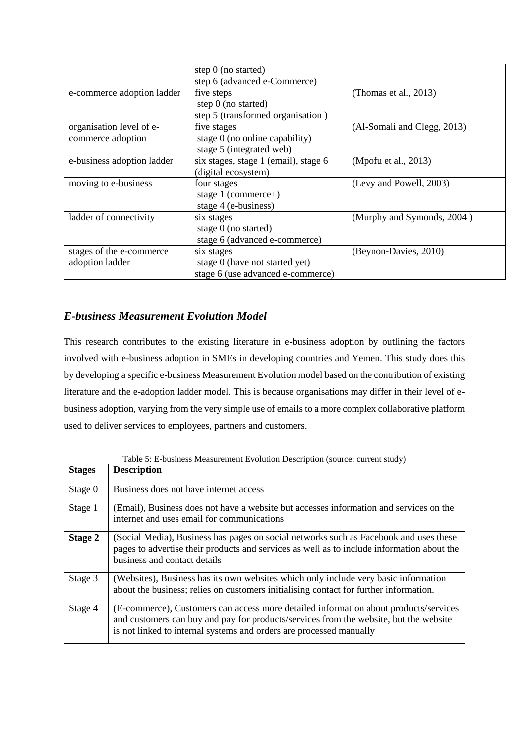| | step 0 (no started)<br>step 6 (advanced e-Commerce) | |
|---|---|---|
| e-commerce adoption ladder | five steps<br>step 0 (no started)<br>step 5 (transformed organisation ) | (Thomas et al., 2013) |
| organisation level of e-commerce adoption | five stages<br>stage 0 (no online capability)<br>stage 5 (integrated web) | (Al-Somali and Clegg, 2013) |
| e-business adoption ladder | six stages, stage 1 (email), stage 6 (digital ecosystem) | (Mpofu et al., 2013) |
| moving to e-business | four stages<br>stage 1 (commerce+)<br>stage 4 (e-business) | (Levy and Powell, 2003) |
| ladder of connectivity | six stages<br>stage 0 (no started)<br>stage 6 (advanced e-commerce) | (Murphy and Symonds, 2004 ) |
| stages of the e-commerce adoption ladder | six stages<br>stage 0 (have not started yet)<br>stage 6 (use advanced e-commerce) | (Beynon-Davies, 2010) |

## *E-business Measurement Evolution Model*

This research contributes to the existing literature in e-business adoption by outlining the factors involved with e-business adoption in SMEs in developing countries and Yemen. This study does this by developing a specific e-business Measurement Evolution model based on the contribution of existing literature and the e-adoption ladder model. This is because organisations may differ in their level of e-business adoption, varying from the very simple use of emails to a more complex collaborative platform used to deliver services to employees, partners and customers.

Table 5: E-business Measurement Evolution Description (source: current study)

| **Stages** | **Description** |
|---|---|
| Stage 0 | Business does not have internet access |
| Stage 1 | (Email), Business does not have a website but accesses information and services on the internet and uses email for communications |
| **Stage 2** | (Social Media), Business has pages on social networks such as Facebook and uses these pages to advertise their products and services as well as to include information about the business and contact details |
| Stage 3 | (Websites), Business has its own websites which only include very basic information about the business; relies on customers initialising contact for further information. |
| Stage 4 | (E-commerce), Customers can access more detailed information about products/services and customers can buy and pay for products/services from the website, but the website is not linked to internal systems and orders are processed manually |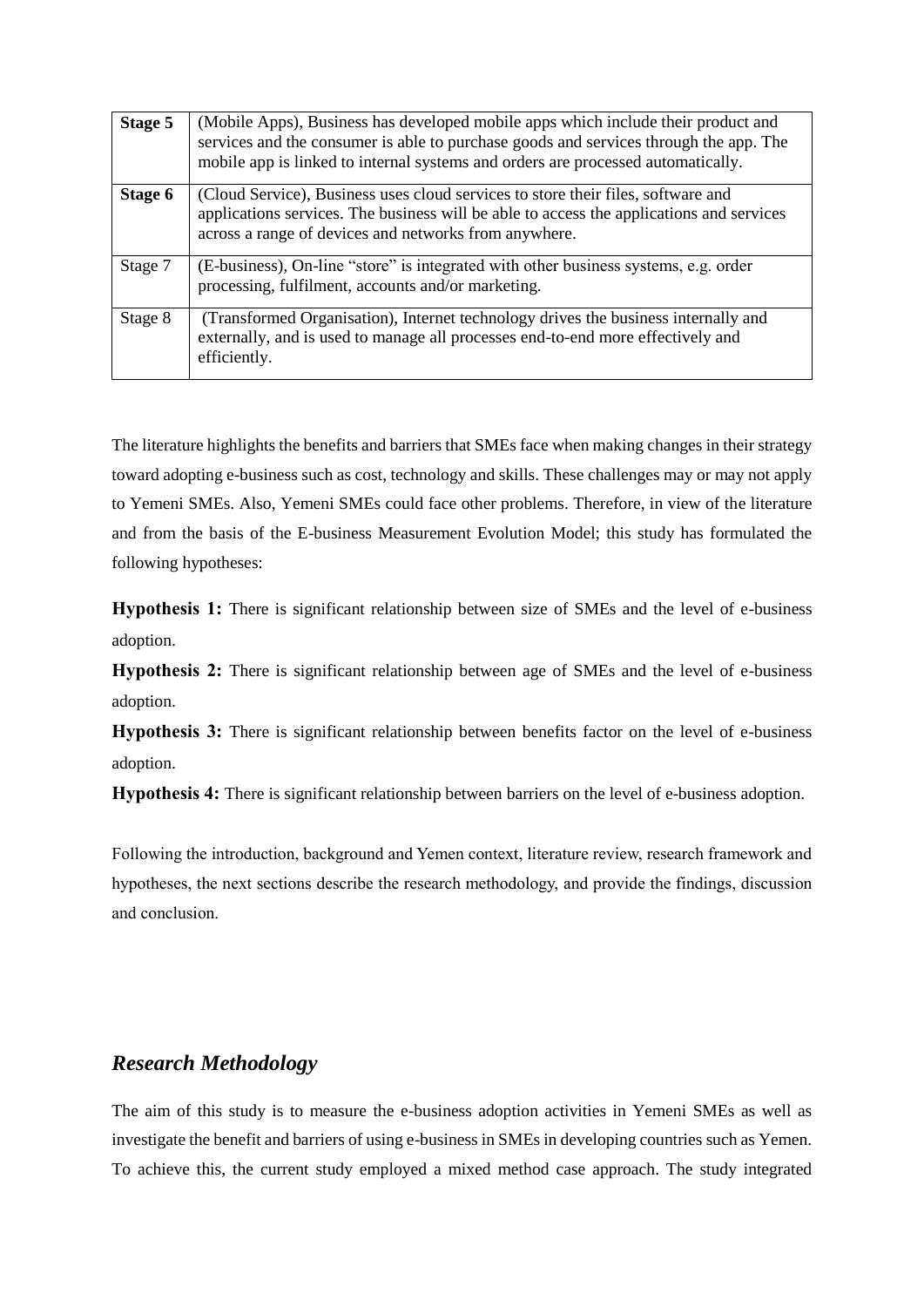| **Stage 5** | (Mobile Apps), Business has developed mobile apps which include their product and services and the consumer is able to purchase goods and services through the app. The mobile app is linked to internal systems and orders are processed automatically. |
|---|---|
| **Stage 6** | (Cloud Service), Business uses cloud services to store their files, software and applications services. The business will be able to access the applications and services across a range of devices and networks from anywhere. |
| Stage 7 | (E-business), On-line "store" is integrated with other business systems, e.g. order processing, fulfilment, accounts and/or marketing. |
| Stage 8 | (Transformed Organisation), Internet technology drives the business internally and externally, and is used to manage all processes end-to-end more effectively and efficiently. |

The literature highlights the benefits and barriers that SMEs face when making changes in their strategy toward adopting e-business such as cost, technology and skills. These challenges may or may not apply to Yemeni SMEs. Also, Yemeni SMEs could face other problems. Therefore, in view of the literature and from the basis of the E-business Measurement Evolution Model; this study has formulated the following hypotheses:

**Hypothesis 1:** There is significant relationship between size of SMEs and the level of e-business adoption.

**Hypothesis 2:** There is significant relationship between age of SMEs and the level of e-business adoption.

**Hypothesis 3:** There is significant relationship between benefits factor on the level of e-business adoption.

**Hypothesis 4:** There is significant relationship between barriers on the level of e-business adoption.

Following the introduction, background and Yemen context, literature review, research framework and hypotheses, the next sections describe the research methodology, and provide the findings, discussion and conclusion.

## *Research Methodology*

The aim of this study is to measure the e-business adoption activities in Yemeni SMEs as well as investigate the benefit and barriers of using e-business in SMEs in developing countries such as Yemen. To achieve this, the current study employed a mixed method case approach. The study integrated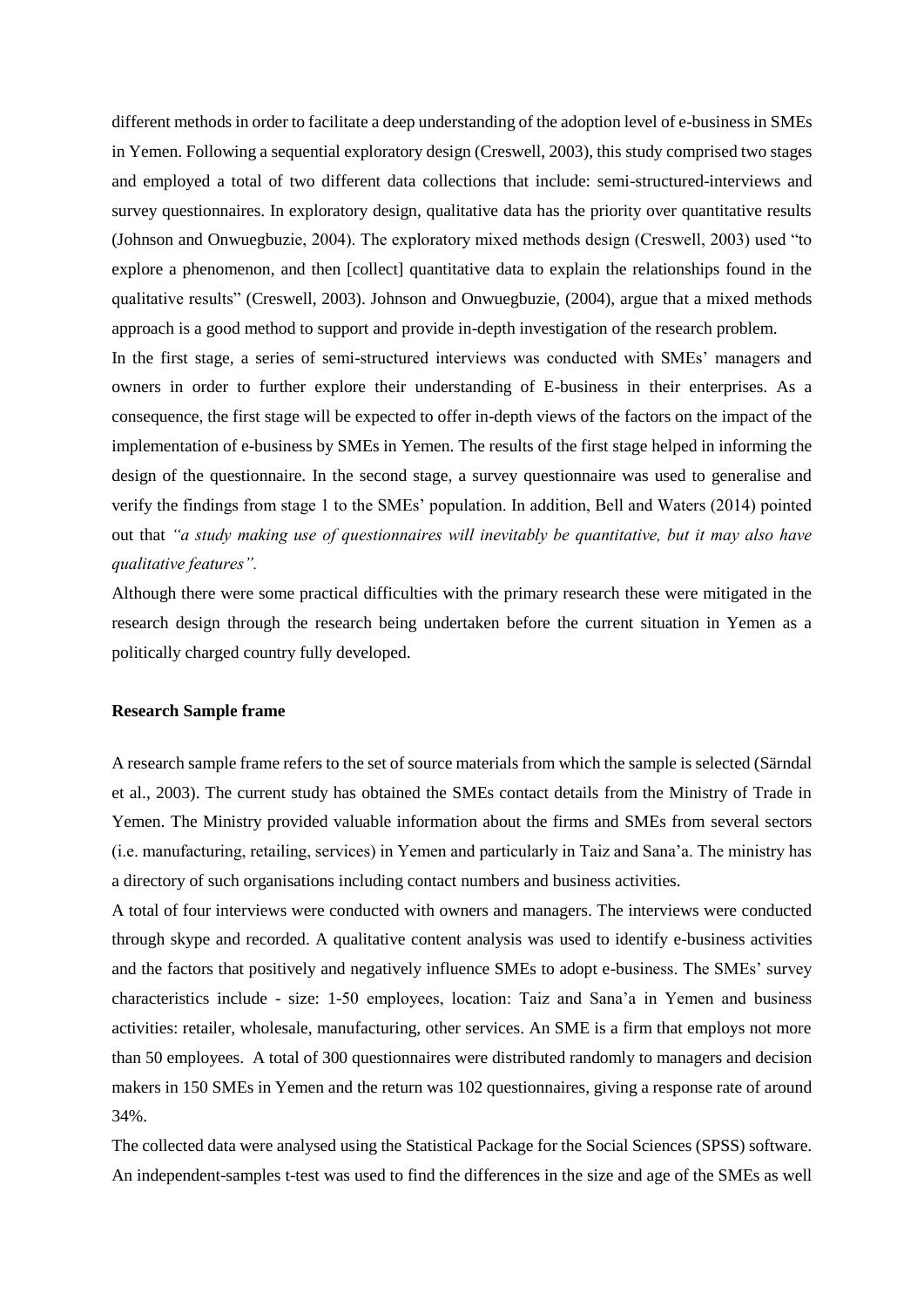different methods in order to facilitate a deep understanding of the adoption level of e-business in SMEs in Yemen. Following a sequential exploratory design (Creswell, 2003), this study comprised two stages and employed a total of two different data collections that include: semi-structured-interviews and survey questionnaires. In exploratory design, qualitative data has the priority over quantitative results (Johnson and Onwuegbuzie, 2004). The exploratory mixed methods design (Creswell, 2003) used "to explore a phenomenon, and then [collect] quantitative data to explain the relationships found in the qualitative results" (Creswell, 2003). Johnson and Onwuegbuzie, (2004), argue that a mixed methods approach is a good method to support and provide in-depth investigation of the research problem.

In the first stage, a series of semi-structured interviews was conducted with SMEs' managers and owners in order to further explore their understanding of E-business in their enterprises. As a consequence, the first stage will be expected to offer in-depth views of the factors on the impact of the implementation of e-business by SMEs in Yemen. The results of the first stage helped in informing the design of the questionnaire. In the second stage, a survey questionnaire was used to generalise and verify the findings from stage 1 to the SMEs' population. In addition, Bell and Waters (2014) pointed out that *"a study making use of questionnaires will inevitably be quantitative, but it may also have qualitative features".*

Although there were some practical difficulties with the primary research these were mitigated in the research design through the research being undertaken before the current situation in Yemen as a politically charged country fully developed.

**Research Sample frame**

A research sample frame refers to the set of source materials from which the sample is selected (Särndal et al., 2003). The current study has obtained the SMEs contact details from the Ministry of Trade in Yemen. The Ministry provided valuable information about the firms and SMEs from several sectors (i.e. manufacturing, retailing, services) in Yemen and particularly in Taiz and Sana'a. The ministry has a directory of such organisations including contact numbers and business activities.

A total of four interviews were conducted with owners and managers. The interviews were conducted through skype and recorded. A qualitative content analysis was used to identify e-business activities and the factors that positively and negatively influence SMEs to adopt e-business. The SMEs' survey characteristics include - size: 1-50 employees, location: Taiz and Sana'a in Yemen and business activities: retailer, wholesale, manufacturing, other services. An SME is a firm that employs not more than 50 employees. A total of 300 questionnaires were distributed randomly to managers and decision makers in 150 SMEs in Yemen and the return was 102 questionnaires, giving a response rate of around 34%.

The collected data were analysed using the Statistical Package for the Social Sciences (SPSS) software. An independent-samples t-test was used to find the differences in the size and age of the SMEs as well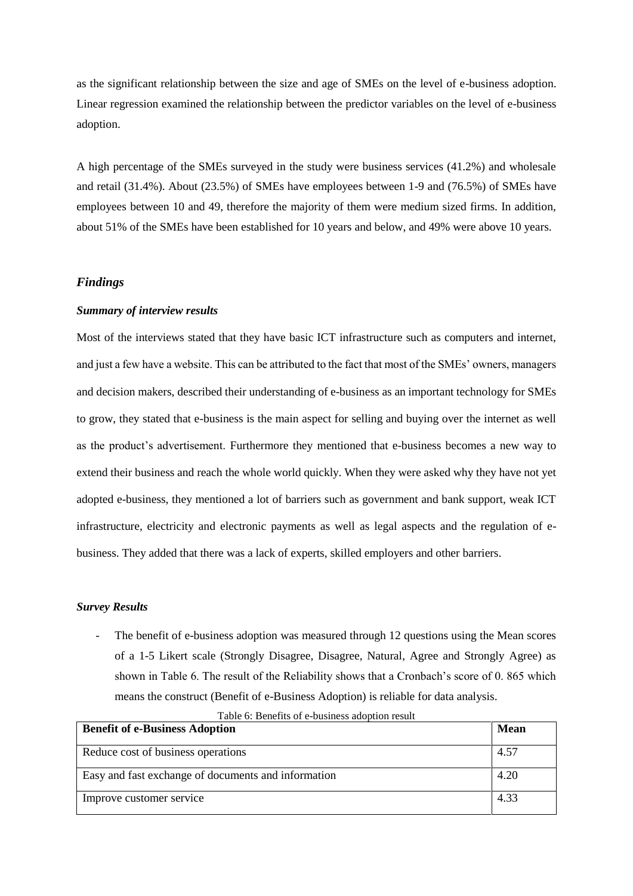as the significant relationship between the size and age of SMEs on the level of e-business adoption. Linear regression examined the relationship between the predictor variables on the level of e-business adoption.

A high percentage of the SMEs surveyed in the study were business services (41.2%) and wholesale and retail (31.4%). About (23.5%) of SMEs have employees between 1-9 and (76.5%) of SMEs have employees between 10 and 49, therefore the majority of them were medium sized firms. In addition, about 51% of the SMEs have been established for 10 years and below, and 49% were above 10 years.

### *Findings*

#### *Summary of interview results*

Most of the interviews stated that they have basic ICT infrastructure such as computers and internet, and just a few have a website. This can be attributed to the fact that most of the SMEs' owners, managers and decision makers, described their understanding of e-business as an important technology for SMEs to grow, they stated that e-business is the main aspect for selling and buying over the internet as well as the product's advertisement. Furthermore they mentioned that e-business becomes a new way to extend their business and reach the whole world quickly. When they were asked why they have not yet adopted e-business, they mentioned a lot of barriers such as government and bank support, weak ICT infrastructure, electricity and electronic payments as well as legal aspects and the regulation of e-business. They added that there was a lack of experts, skilled employers and other barriers.

#### *Survey Results*

- The benefit of e-business adoption was measured through 12 questions using the Mean scores of a 1-5 Likert scale (Strongly Disagree, Disagree, Natural, Agree and Strongly Agree) as shown in Table 6. The result of the Reliability shows that a Cronbach's score of 0. 865 which means the construct (Benefit of e-Business Adoption) is reliable for data analysis.

Table 6: Benefits of e-business adoption result

| Benefit of e-Business Adoption | Mean |
|---|---|
| Reduce cost of business operations | 4.57 |
| Easy and fast exchange of documents and information | 4.20 |
| Improve customer service | 4.33 |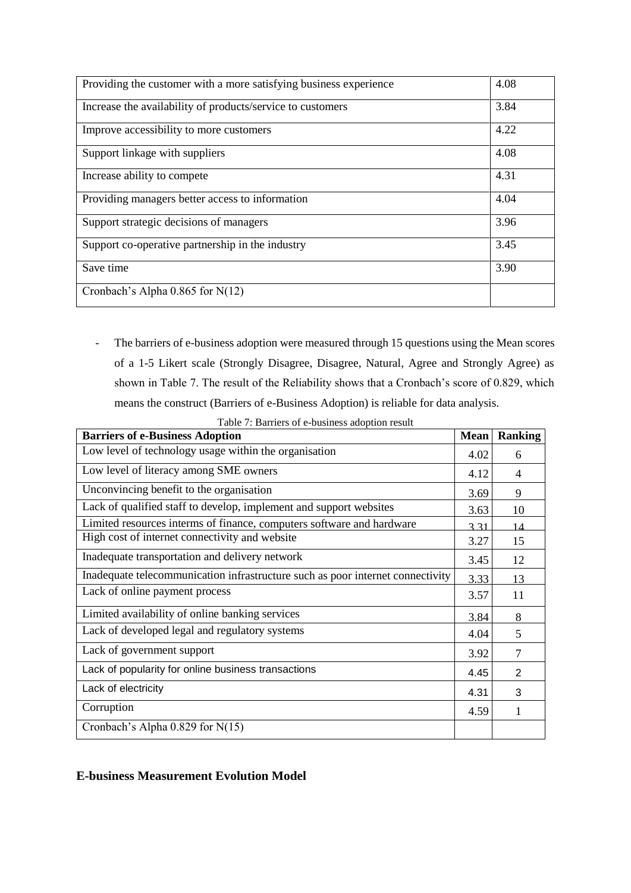| | |
|---|---|
| Providing the customer with a more satisfying business experience | 4.08 |
| Increase the availability of products/service to customers | 3.84 |
| Improve accessibility to more customers | 4.22 |
| Support linkage with suppliers | 4.08 |
| Increase ability to compete | 4.31 |
| Providing managers better access to information | 4.04 |
| Support strategic decisions of managers | 3.96 |
| Support co-operative partnership in the industry | 3.45 |
| Save time | 3.90 |
| Cronbach's Alpha 0.865 for N(12) | |

- The barriers of e-business adoption were measured through 15 questions using the Mean scores of a 1-5 Likert scale (Strongly Disagree, Disagree, Natural, Agree and Strongly Agree) as shown in Table 7. The result of the Reliability shows that a Cronbach's score of 0.829, which means the construct (Barriers of e-Business Adoption) is reliable for data analysis.

Table 7: Barriers of e-business adoption result

| Barriers of e-Business Adoption | Mean | Ranking |
|---|---|---|
| Low level of technology usage within the organisation | 4.02 | 6 |
| Low level of literacy among SME owners | 4.12 | 4 |
| Unconvincing benefit to the organisation | 3.69 | 9 |
| Lack of qualified staff to develop, implement and support websites | 3.63 | 10 |
| Limited resources interms of finance, computers software and hardware | 3.31 | 14 |
| High cost of internet connectivity and website | 3.27 | 15 |
| Inadequate transportation and delivery network | 3.45 | 12 |
| Inadequate telecommunication infrastructure such as poor internet connectivity | 3.33 | 13 |
| Lack of online payment process | 3.57 | 11 |
| Limited availability of online banking services | 3.84 | 8 |
| Lack of developed legal and regulatory systems | 4.04 | 5 |
| Lack of government support | 3.92 | 7 |
| Lack of popularity for online business transactions | 4.45 | 2 |
| Lack of electricity | 4.31 | 3 |
| Corruption | 4.59 | 1 |
| Cronbach's Alpha 0.829 for N(15) | | |

## E-business Measurement Evolution Model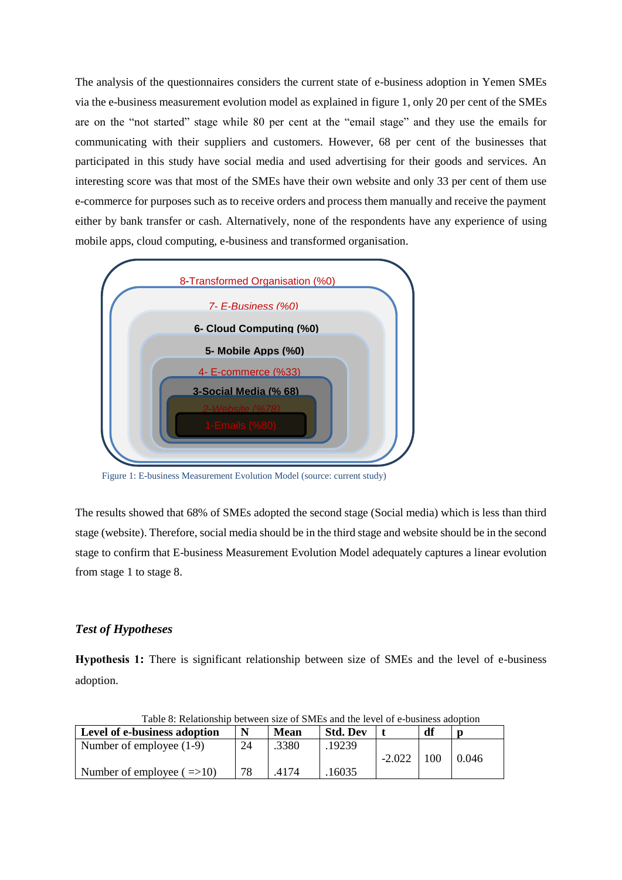The analysis of the questionnaires considers the current state of e-business adoption in Yemen SMEs via the e-business measurement evolution model as explained in figure 1, only 20 per cent of the SMEs are on the "not started" stage while 80 per cent at the "email stage" and they use the emails for communicating with their suppliers and customers. However, 68 per cent of the businesses that participated in this study have social media and used advertising for their goods and services. An interesting score was that most of the SMEs have their own website and only 33 per cent of them use e-commerce for purposes such as to receive orders and process them manually and receive the payment either by bank transfer or cash. Alternatively, none of the respondents have any experience of using mobile apps, cloud computing, e-business and transformed organisation.

8-Transformed Organisation (%0)

7- E-Business (%0)

6- Cloud Computing (%0)

5- Mobile Apps (%0)

4- E-commerce (%33)

3-Social Media (% 68)

2-Website (%78)

1-Emails (%80)

Figure 1: E-business Measurement Evolution Model (source: current study)

The results showed that 68% of SMEs adopted the second stage (Social media) which is less than third stage (website). Therefore, social media should be in the third stage and website should be in the second stage to confirm that E-business Measurement Evolution Model adequately captures a linear evolution from stage 1 to stage 8.

### *Test of Hypotheses*

**Hypothesis 1:** There is significant relationship between size of SMEs and the level of e-business adoption.

Table 8: Relationship between size of SMEs and the level of e-business adoption

| Level of e-business adoption | N | Mean | Std. Dev | t | df | p |
|---|---|---|---|---|---|---|
| Number of employee (1-9) | 24 | .3380 | .19239 | -2.022 | 100 | 0.046 |
| Number of employee ( =>10) | 78 | .4174 | .16035 | | | |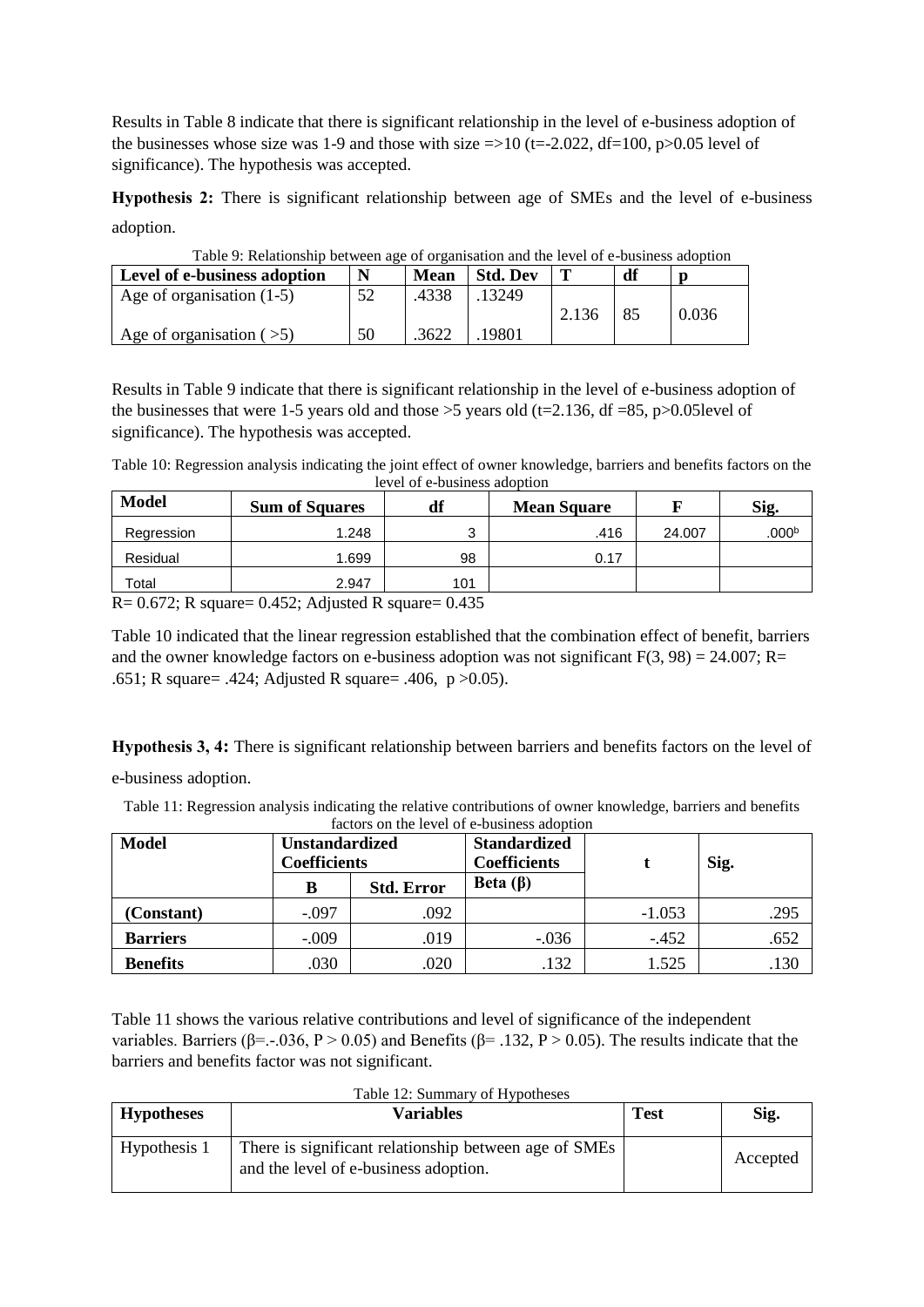Results in Table 8 indicate that there is significant relationship in the level of e-business adoption of the businesses whose size was 1-9 and those with size =>10 ($t=-2.022$, $df=100$, $p>0.05$ level of significance). The hypothesis was accepted.

**Hypothesis 2:** There is significant relationship between age of SMEs and the level of e-business adoption.

Table 9: Relationship between age of organisation and the level of e-business adoption

| Level of e-business adoption | N | Mean | Std. Dev | T | df | p |
|---|---|---|---|---|---|---|
| Age of organisation (1-5) | 52 | .4338 | .13249 | 2.136 | 85 | 0.036 |
| Age of organisation ( >5) | 50 | .3622 | .19801 | | | |

Results in Table 9 indicate that there is significant relationship in the level of e-business adoption of the businesses that were 1-5 years old and those >5 years old ($t=2.136$, $df=85$, $p>0.05$level of significance). The hypothesis was accepted.

Table 10: Regression analysis indicating the joint effect of owner knowledge, barriers and benefits factors on the level of e-business adoption

| Model | Sum of Squares | df | Mean Square | F | Sig. |
|---|---|---|---|---|---|
| Regression | 1.248 | 3 | .416 | 24.007 | .000[b] |
| Residual | 1.699 | 98 | 0.17 | | |
| Total | 2.947 | 101 | | | |

R= 0.672; R square= 0.452; Adjusted R square= 0.435

Table 10 indicated that the linear regression established that the combination effect of benefit, barriers and the owner knowledge factors on e-business adoption was not significant $F(3, 98) = 24.007$; R= .651; R square= .424; Adjusted R square= .406, $p>0.05$).

**Hypothesis 3, 4:** There is significant relationship between barriers and benefits factors on the level of e-business adoption.

Table 11: Regression analysis indicating the relative contributions of owner knowledge, barriers and benefits factors on the level of e-business adoption

| Model | Unstandardized Coefficients | | Standardized Coefficients | t | Sig. |
|---|---|---|---|---|---|
| | B | Std. Error | Beta (β) | | |
| **(Constant)** | -.097 | .092 | | -1.053 | .295 |
| **Barriers** | -.009 | .019 | -.036 | -.452 | .652 |
| **Benefits** | .030 | .020 | .132 | 1.525 | .130 |

Table 11 shows the various relative contributions and level of significance of the independent variables. Barriers (β=.-.036, $P > 0.05$) and Benefits (β= .132, $P > 0.05$). The results indicate that the barriers and benefits factor was not significant.

Table 12: Summary of Hypotheses

| Hypotheses | Variables | Test | Sig. |
|---|---|---|---|
| Hypothesis 1 | There is significant relationship between age of SMEs and the level of e-business adoption. | | Accepted |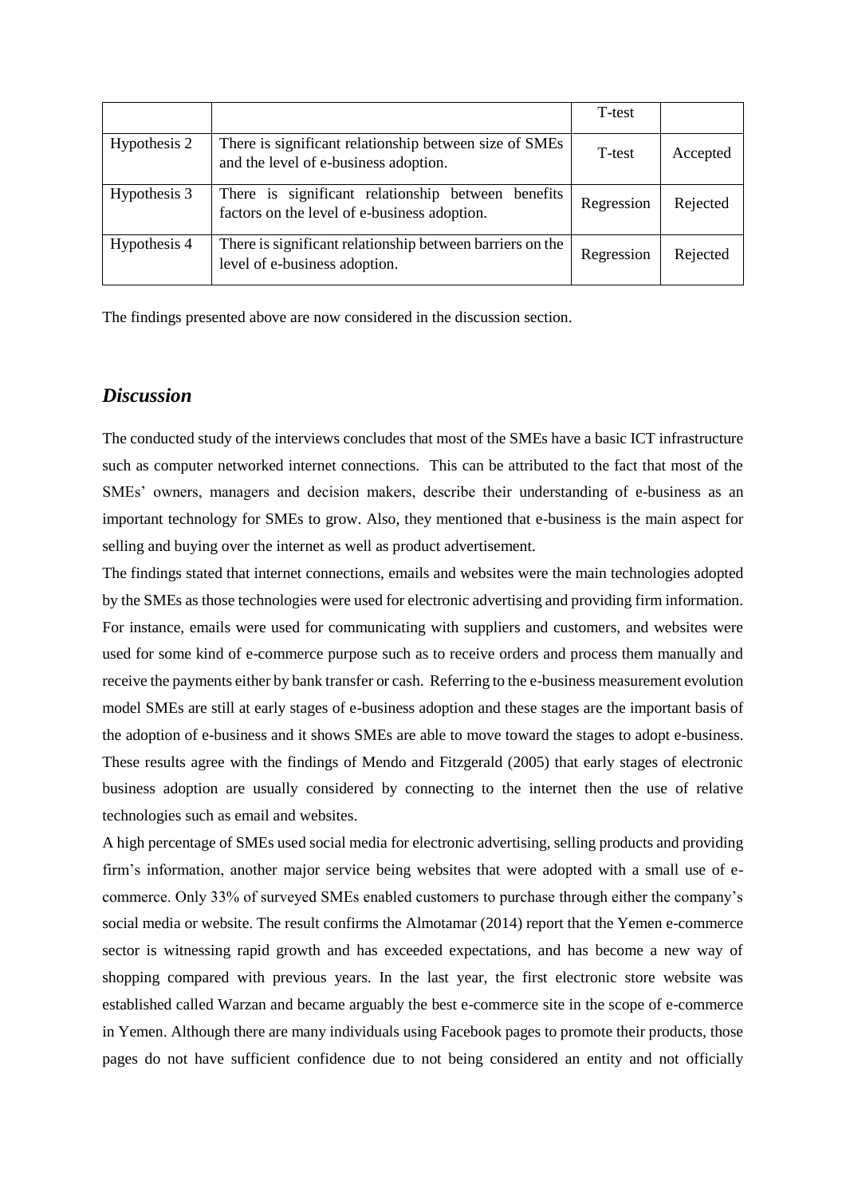| | | T-test | |
|---|---|---|---|
| Hypothesis 2 | There is significant relationship between size of SMEs and the level of e-business adoption. | T-test | Accepted |
| Hypothesis 3 | There is significant relationship between benefits factors on the level of e-business adoption. | Regression | Rejected |
| Hypothesis 4 | There is significant relationship between barriers on the level of e-business adoption. | Regression | Rejected |

The findings presented above are now considered in the discussion section.

## *Discussion*

The conducted study of the interviews concludes that most of the SMEs have a basic ICT infrastructure such as computer networked internet connections. This can be attributed to the fact that most of the SMEs' owners, managers and decision makers, describe their understanding of e-business as an important technology for SMEs to grow. Also, they mentioned that e-business is the main aspect for selling and buying over the internet as well as product advertisement.

The findings stated that internet connections, emails and websites were the main technologies adopted by the SMEs as those technologies were used for electronic advertising and providing firm information. For instance, emails were used for communicating with suppliers and customers, and websites were used for some kind of e-commerce purpose such as to receive orders and process them manually and receive the payments either by bank transfer or cash. Referring to the e-business measurement evolution model SMEs are still at early stages of e-business adoption and these stages are the important basis of the adoption of e-business and it shows SMEs are able to move toward the stages to adopt e-business. These results agree with the findings of Mendo and Fitzgerald (2005) that early stages of electronic business adoption are usually considered by connecting to the internet then the use of relative technologies such as email and websites.

A high percentage of SMEs used social media for electronic advertising, selling products and providing firm's information, another major service being websites that were adopted with a small use of e-commerce. Only 33% of surveyed SMEs enabled customers to purchase through either the company's social media or website. The result confirms the Almotamar (2014) report that the Yemen e-commerce sector is witnessing rapid growth and has exceeded expectations, and has become a new way of shopping compared with previous years. In the last year, the first electronic store website was established called Warzan and became arguably the best e-commerce site in the scope of e-commerce in Yemen. Although there are many individuals using Facebook pages to promote their products, those pages do not have sufficient confidence due to not being considered an entity and not officially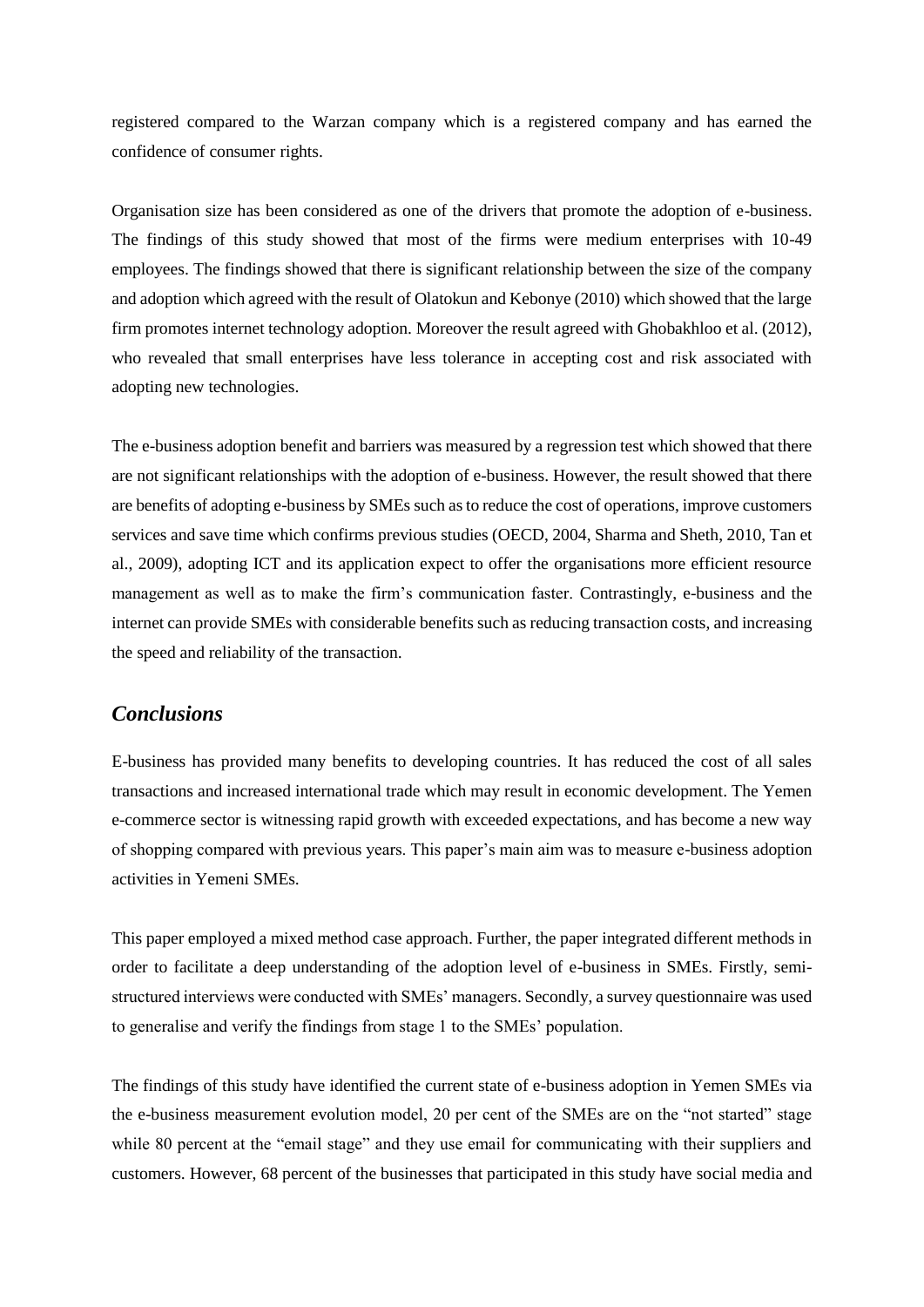registered compared to the Warzan company which is a registered company and has earned the confidence of consumer rights.

Organisation size has been considered as one of the drivers that promote the adoption of e-business. The findings of this study showed that most of the firms were medium enterprises with 10-49 employees. The findings showed that there is significant relationship between the size of the company and adoption which agreed with the result of Olatokun and Kebonye (2010) which showed that the large firm promotes internet technology adoption. Moreover the result agreed with Ghobakhloo et al. (2012), who revealed that small enterprises have less tolerance in accepting cost and risk associated with adopting new technologies.

The e-business adoption benefit and barriers was measured by a regression test which showed that there are not significant relationships with the adoption of e-business. However, the result showed that there are benefits of adopting e-business by SMEs such as to reduce the cost of operations, improve customers services and save time which confirms previous studies (OECD, 2004, Sharma and Sheth, 2010, Tan et al., 2009), adopting ICT and its application expect to offer the organisations more efficient resource management as well as to make the firm's communication faster. Contrastingly, e-business and the internet can provide SMEs with considerable benefits such as reducing transaction costs, and increasing the speed and reliability of the transaction.

## *Conclusions*

E-business has provided many benefits to developing countries. It has reduced the cost of all sales transactions and increased international trade which may result in economic development. The Yemen e-commerce sector is witnessing rapid growth with exceeded expectations, and has become a new way of shopping compared with previous years. This paper's main aim was to measure e-business adoption activities in Yemeni SMEs.

This paper employed a mixed method case approach. Further, the paper integrated different methods in order to facilitate a deep understanding of the adoption level of e-business in SMEs. Firstly, semi-structured interviews were conducted with SMEs' managers. Secondly, a survey questionnaire was used to generalise and verify the findings from stage 1 to the SMEs' population.

The findings of this study have identified the current state of e-business adoption in Yemen SMEs via the e-business measurement evolution model, 20 per cent of the SMEs are on the "not started" stage while 80 percent at the "email stage" and they use email for communicating with their suppliers and customers. However, 68 percent of the businesses that participated in this study have social media and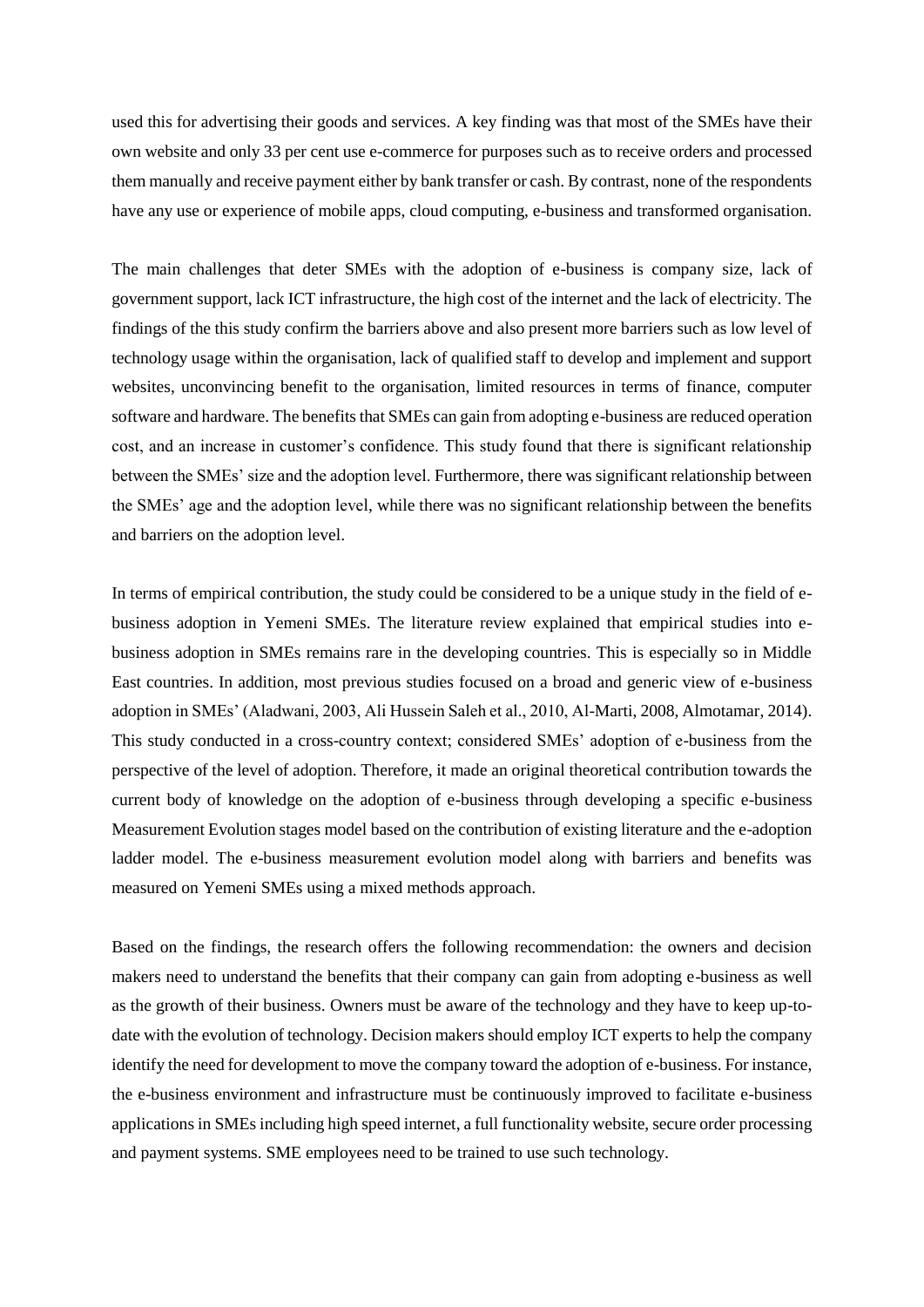used this for advertising their goods and services. A key finding was that most of the SMEs have their own website and only 33 per cent use e-commerce for purposes such as to receive orders and processed them manually and receive payment either by bank transfer or cash. By contrast, none of the respondents have any use or experience of mobile apps, cloud computing, e-business and transformed organisation.

The main challenges that deter SMEs with the adoption of e-business is company size, lack of government support, lack ICT infrastructure, the high cost of the internet and the lack of electricity. The findings of the this study confirm the barriers above and also present more barriers such as low level of technology usage within the organisation, lack of qualified staff to develop and implement and support websites, unconvincing benefit to the organisation, limited resources in terms of finance, computer software and hardware. The benefits that SMEs can gain from adopting e-business are reduced operation cost, and an increase in customer's confidence. This study found that there is significant relationship between the SMEs' size and the adoption level. Furthermore, there was significant relationship between the SMEs' age and the adoption level, while there was no significant relationship between the benefits and barriers on the adoption level.

In terms of empirical contribution, the study could be considered to be a unique study in the field of e-business adoption in Yemeni SMEs. The literature review explained that empirical studies into e-business adoption in SMEs remains rare in the developing countries. This is especially so in Middle East countries. In addition, most previous studies focused on a broad and generic view of e-business adoption in SMEs' (Aladwani, 2003, Ali Hussein Saleh et al., 2010, Al-Marti, 2008, Almotamar, 2014). This study conducted in a cross-country context; considered SMEs' adoption of e-business from the perspective of the level of adoption. Therefore, it made an original theoretical contribution towards the current body of knowledge on the adoption of e-business through developing a specific e-business Measurement Evolution stages model based on the contribution of existing literature and the e-adoption ladder model. The e-business measurement evolution model along with barriers and benefits was measured on Yemeni SMEs using a mixed methods approach.

Based on the findings, the research offers the following recommendation: the owners and decision makers need to understand the benefits that their company can gain from adopting e-business as well as the growth of their business. Owners must be aware of the technology and they have to keep up-to-date with the evolution of technology. Decision makers should employ ICT experts to help the company identify the need for development to move the company toward the adoption of e-business. For instance, the e-business environment and infrastructure must be continuously improved to facilitate e-business applications in SMEs including high speed internet, a full functionality website, secure order processing and payment systems. SME employees need to be trained to use such technology.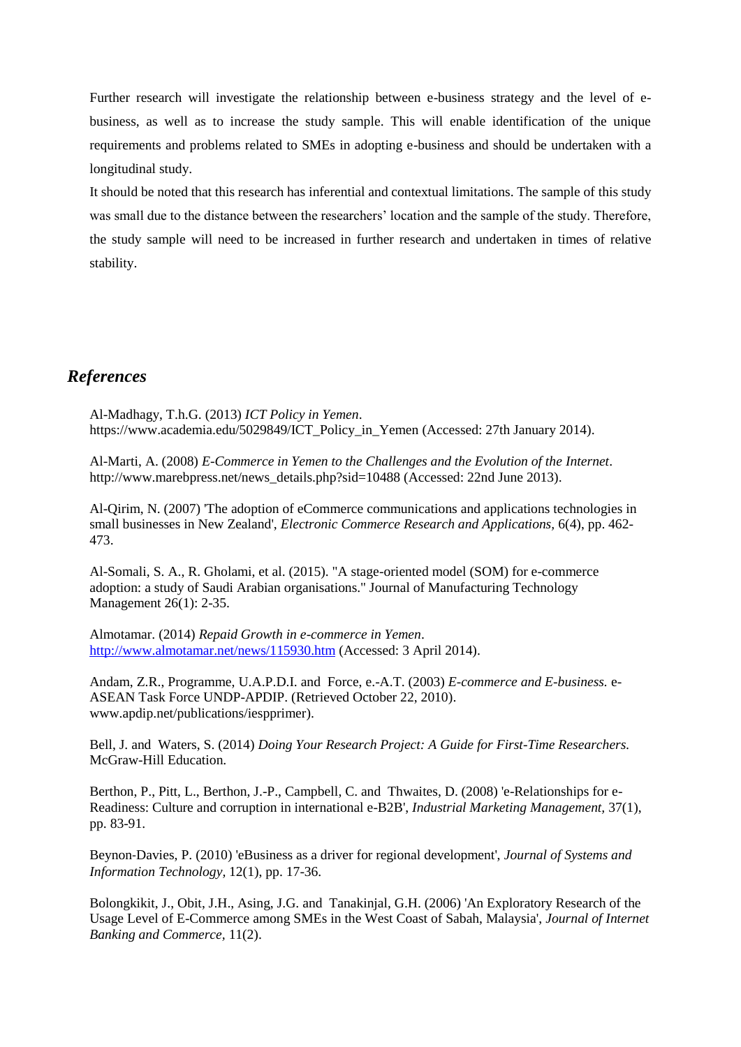Further research will investigate the relationship between e-business strategy and the level of e-business, as well as to increase the study sample. This will enable identification of the unique requirements and problems related to SMEs in adopting e-business and should be undertaken with a longitudinal study.

It should be noted that this research has inferential and contextual limitations. The sample of this study was small due to the distance between the researchers' location and the sample of the study. Therefore, the study sample will need to be increased in further research and undertaken in times of relative stability.

## *References*

Al-Madhagy, T.h.G. (2013) *ICT Policy in Yemen*. https://www.academia.edu/5029849/ICT_Policy_in_Yemen (Accessed: 27th January 2014).

Al-Marti, A. (2008) *E-Commerce in Yemen to the Challenges and the Evolution of the Internet*. http://www.marebpress.net/news_details.php?sid=10488 (Accessed: 22nd June 2013).

Al-Qirim, N. (2007) 'The adoption of eCommerce communications and applications technologies in small businesses in New Zealand', *Electronic Commerce Research and Applications,* 6(4), pp. 462-473.

Al-Somali, S. A., R. Gholami, et al. (2015). "A stage-oriented model (SOM) for e-commerce adoption: a study of Saudi Arabian organisations." Journal of Manufacturing Technology Management 26(1): 2-35.

Almotamar. (2014) *Repaid Growth in e-commerce in Yemen*. http://www.almotamar.net/news/115930.htm (Accessed: 3 April 2014).

Andam, Z.R., Programme, U.A.P.D.I. and Force, e.-A.T. (2003) *E-commerce and E-business.* e-ASEAN Task Force UNDP-APDIP. (Retrieved October 22, 2010). www.apdip.net/publications/iespprimer).

Bell, J. and Waters, S. (2014) *Doing Your Research Project: A Guide for First-Time Researchers.* McGraw-Hill Education.

Berthon, P., Pitt, L., Berthon, J.-P., Campbell, C. and Thwaites, D. (2008) 'e-Relationships for e-Readiness: Culture and corruption in international e-B2B', *Industrial Marketing Management,* 37(1), pp. 83-91.

Beynon-Davies, P. (2010) 'eBusiness as a driver for regional development', *Journal of Systems and Information Technology,* 12(1), pp. 17-36.

Bolongkikit, J., Obit, J.H., Asing, J.G. and Tanakinjal, G.H. (2006) 'An Exploratory Research of the Usage Level of E-Commerce among SMEs in the West Coast of Sabah, Malaysia', *Journal of Internet Banking and Commerce,* 11(2).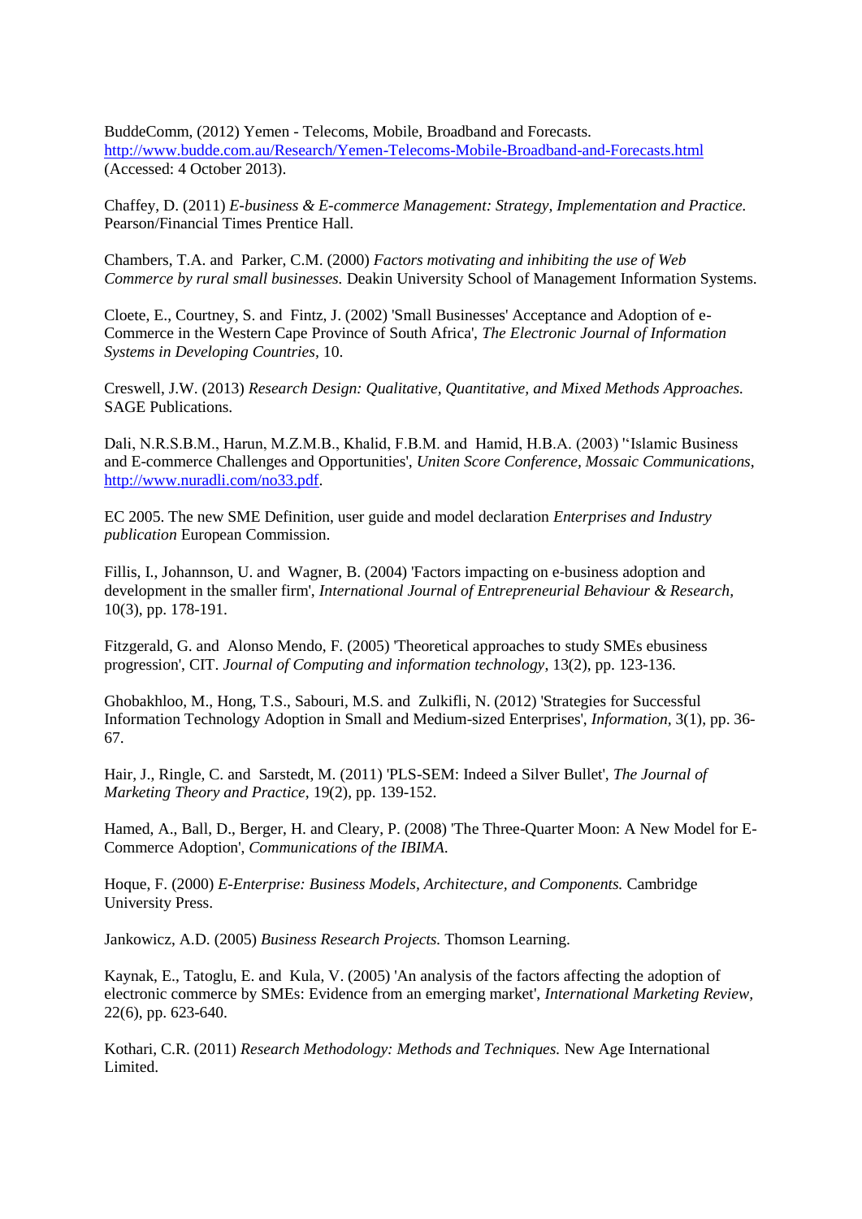BuddeComm, (2012) Yemen - Telecoms, Mobile, Broadband and Forecasts. http://www.budde.com.au/Research/Yemen-Telecoms-Mobile-Broadband-and-Forecasts.html (Accessed: 4 October 2013).

Chaffey, D. (2011) *E-business & E-commerce Management: Strategy, Implementation and Practice.* Pearson/Financial Times Prentice Hall.

Chambers, T.A. and Parker, C.M. (2000) *Factors motivating and inhibiting the use of Web Commerce by rural small businesses.* Deakin University School of Management Information Systems.

Cloete, E., Courtney, S. and Fintz, J. (2002) 'Small Businesses' Acceptance and Adoption of e-Commerce in the Western Cape Province of South Africa', *The Electronic Journal of Information Systems in Developing Countries*, 10.

Creswell, J.W. (2013) *Research Design: Qualitative, Quantitative, and Mixed Methods Approaches.* SAGE Publications.

Dali, N.R.S.B.M., Harun, M.Z.M.B., Khalid, F.B.M. and Hamid, H.B.A. (2003) ''Islamic Business and E-commerce Challenges and Opportunities', *Uniten Score Conference, Mossaic Communications*, http://www.nuradli.com/no33.pdf.

EC 2005. The new SME Definition, user guide and model declaration *Enterprises and Industry publication* European Commission.

Fillis, I., Johannson, U. and Wagner, B. (2004) 'Factors impacting on e-business adoption and development in the smaller firm', *International Journal of Entrepreneurial Behaviour & Research,* 10(3), pp. 178-191.

Fitzgerald, G. and Alonso Mendo, F. (2005) 'Theoretical approaches to study SMEs ebusiness progression', CIT. *Journal of Computing and information technology,* 13(2), pp. 123-136.

Ghobakhloo, M., Hong, T.S., Sabouri, M.S. and Zulkifli, N. (2012) 'Strategies for Successful Information Technology Adoption in Small and Medium-sized Enterprises', *Information,* 3(1), pp. 36-67.

Hair, J., Ringle, C. and Sarstedt, M. (2011) 'PLS-SEM: Indeed a Silver Bullet', *The Journal of Marketing Theory and Practice,* 19(2), pp. 139-152.

Hamed, A., Ball, D., Berger, H. and Cleary, P. (2008) 'The Three-Quarter Moon: A New Model for E-Commerce Adoption', *Communications of the IBIMA.*

Hoque, F. (2000) *E-Enterprise: Business Models, Architecture, and Components.* Cambridge University Press.

Jankowicz, A.D. (2005) *Business Research Projects.* Thomson Learning.

Kaynak, E., Tatoglu, E. and Kula, V. (2005) 'An analysis of the factors affecting the adoption of electronic commerce by SMEs: Evidence from an emerging market', *International Marketing Review,* 22(6), pp. 623-640.

Kothari, C.R. (2011) *Research Methodology: Methods and Techniques.* New Age International Limited.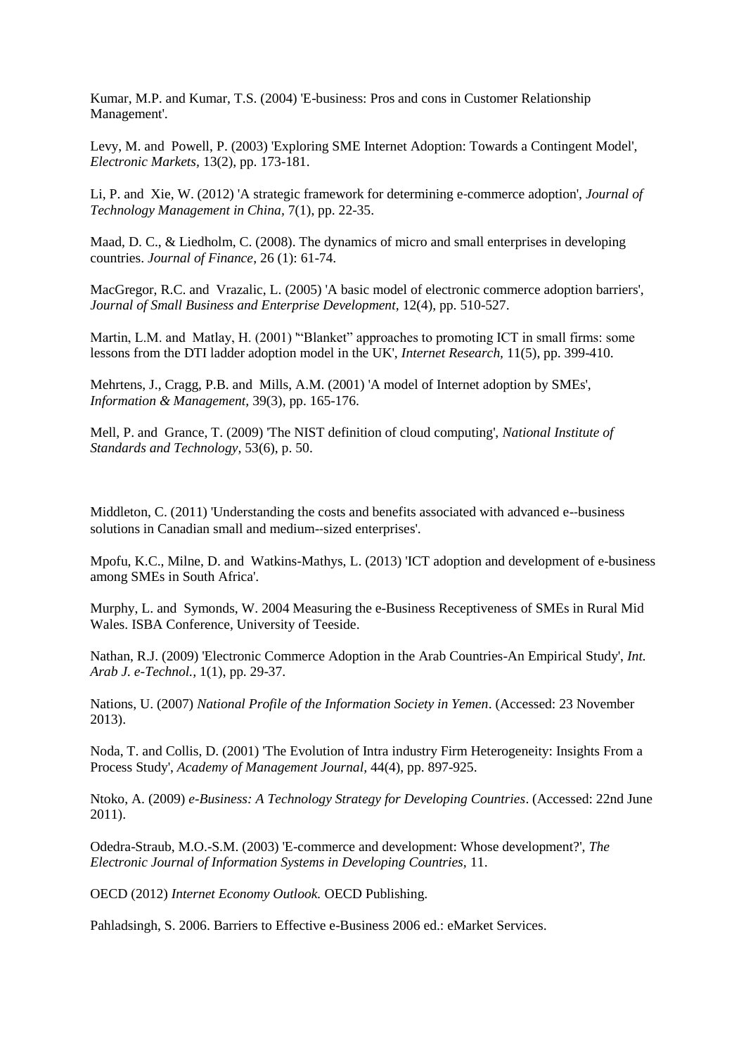Kumar, M.P. and Kumar, T.S. (2004) 'E-business: Pros and cons in Customer Relationship Management'.

Levy, M. and Powell, P. (2003) 'Exploring SME Internet Adoption: Towards a Contingent Model', *Electronic Markets,* 13(2), pp. 173-181.

Li, P. and Xie, W. (2012) 'A strategic framework for determining e-commerce adoption', *Journal of Technology Management in China,* 7(1), pp. 22-35.

Maad, D. C., & Liedholm, C. (2008). The dynamics of micro and small enterprises in developing countries. *Journal of Finance*, 26 (1): 61-74.

MacGregor, R.C. and Vrazalic, L. (2005) 'A basic model of electronic commerce adoption barriers', *Journal of Small Business and Enterprise Development,* 12(4), pp. 510-527.

Martin, L.M. and Matlay, H. (2001) '"Blanket" approaches to promoting ICT in small firms: some lessons from the DTI ladder adoption model in the UK', *Internet Research,* 11(5), pp. 399-410.

Mehrtens, J., Cragg, P.B. and Mills, A.M. (2001) 'A model of Internet adoption by SMEs', *Information & Management,* 39(3), pp. 165-176.

Mell, P. and Grance, T. (2009) 'The NIST definition of cloud computing', *National Institute of Standards and Technology,* 53(6), p. 50.

Middleton, C. (2011) 'Understanding the costs and benefits associated with advanced e--business solutions in Canadian small and medium--sized enterprises'.

Mpofu, K.C., Milne, D. and Watkins-Mathys, L. (2013) 'ICT adoption and development of e-business among SMEs in South Africa'.

Murphy, L. and Symonds, W. 2004 Measuring the e-Business Receptiveness of SMEs in Rural Mid Wales. ISBA Conference, University of Teeside.

Nathan, R.J. (2009) 'Electronic Commerce Adoption in the Arab Countries-An Empirical Study', *Int. Arab J. e-Technol.,* 1(1), pp. 29-37.

Nations, U. (2007) *National Profile of the Information Society in Yemen*. (Accessed: 23 November 2013).

Noda, T. and Collis, D. (2001) 'The Evolution of Intra industry Firm Heterogeneity: Insights From a Process Study', *Academy of Management Journal,* 44(4), pp. 897-925.

Ntoko, A. (2009) *e-Business: A Technology Strategy for Developing Countries*. (Accessed: 22nd June 2011).

Odedra-Straub, M.O.-S.M. (2003) 'E-commerce and development: Whose development?', *The Electronic Journal of Information Systems in Developing Countries,* 11.

OECD (2012) *Internet Economy Outlook.* OECD Publishing.

Pahladsingh, S. 2006. Barriers to Effective e-Business 2006 ed.: eMarket Services.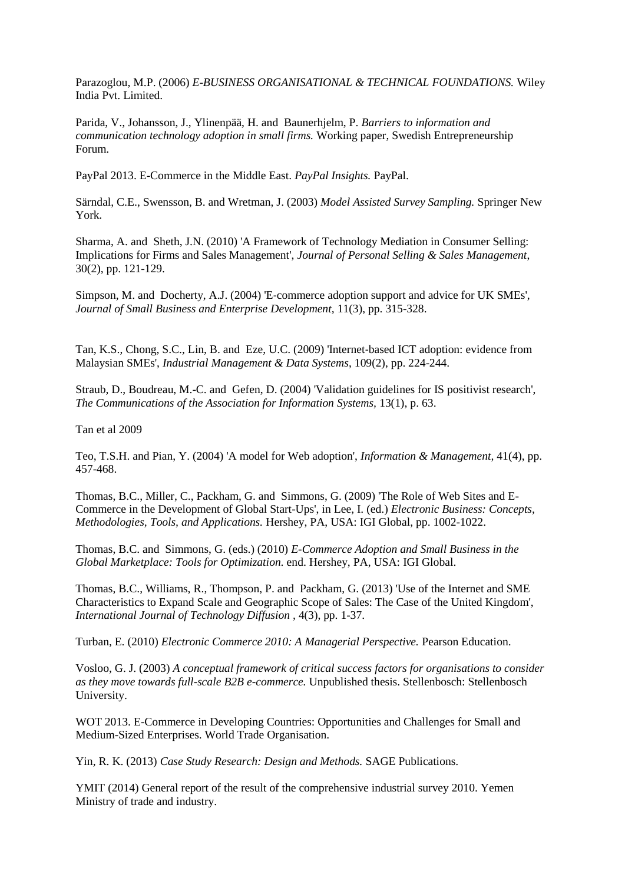Parazoglou, M.P. (2006) *E-BUSINESS ORGANISATIONAL & TECHNICAL FOUNDATIONS.* Wiley India Pvt. Limited.

Parida, V., Johansson, J., Ylinenpää, H. and Baunerhjelm, P. *Barriers to information and communication technology adoption in small firms.* Working paper, Swedish Entrepreneurship Forum.

PayPal 2013. E-Commerce in the Middle East. *PayPal Insights.* PayPal.

Särndal, C.E., Swensson, B. and Wretman, J. (2003) *Model Assisted Survey Sampling.* Springer New York.

Sharma, A. and Sheth, J.N. (2010) 'A Framework of Technology Mediation in Consumer Selling: Implications for Firms and Sales Management', *Journal of Personal Selling & Sales Management*, 30(2), pp. 121-129.

Simpson, M. and Docherty, A.J. (2004) 'E-commerce adoption support and advice for UK SMEs', *Journal of Small Business and Enterprise Development*, 11(3), pp. 315-328.

Tan, K.S., Chong, S.C., Lin, B. and Eze, U.C. (2009) 'Internet-based ICT adoption: evidence from Malaysian SMEs', *Industrial Management & Data Systems*, 109(2), pp. 224-244.

Straub, D., Boudreau, M.-C. and Gefen, D. (2004) 'Validation guidelines for IS positivist research', *The Communications of the Association for Information Systems*, 13(1), p. 63.

Tan et al 2009

Teo, T.S.H. and Pian, Y. (2004) 'A model for Web adoption', *Information & Management*, 41(4), pp. 457-468.

Thomas, B.C., Miller, C., Packham, G. and Simmons, G. (2009) 'The Role of Web Sites and E-Commerce in the Development of Global Start-Ups', in Lee, I. (ed.) *Electronic Business: Concepts, Methodologies, Tools, and Applications.* Hershey, PA, USA: IGI Global, pp. 1002-1022.

Thomas, B.C. and Simmons, G. (eds.) (2010) *E-Commerce Adoption and Small Business in the Global Marketplace: Tools for Optimization.* end. Hershey, PA, USA: IGI Global.

Thomas, B.C., Williams, R., Thompson, P. and Packham, G. (2013) 'Use of the Internet and SME Characteristics to Expand Scale and Geographic Scope of Sales: The Case of the United Kingdom', *International Journal of Technology Diffusion* , 4(3), pp. 1-37.

Turban, E. (2010) *Electronic Commerce 2010: A Managerial Perspective.* Pearson Education.

Vosloo, G. J. (2003) *A conceptual framework of critical success factors for organisations to consider as they move towards full-scale B2B e-commerce.* Unpublished thesis. Stellenbosch: Stellenbosch University.

WOT 2013. E-Commerce in Developing Countries: Opportunities and Challenges for Small and Medium-Sized Enterprises. World Trade Organisation.

Yin, R. K. (2013) *Case Study Research: Design and Methods.* SAGE Publications.

YMIT (2014) General report of the result of the comprehensive industrial survey 2010. Yemen Ministry of trade and industry.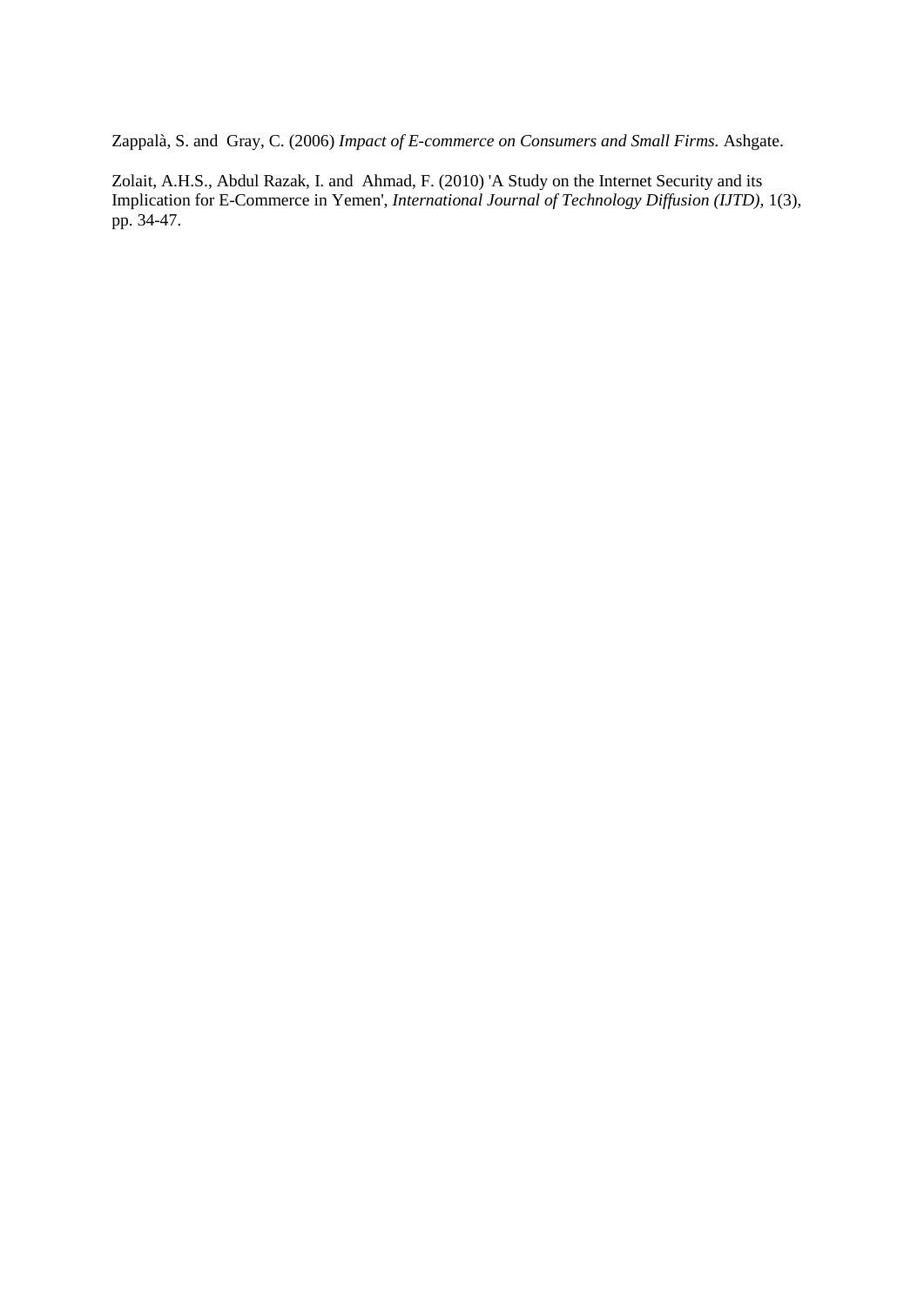Zappalà, S. and Gray, C. (2006) *Impact of E-commerce on Consumers and Small Firms.* Ashgate.

Zolait, A.H.S., Abdul Razak, I. and Ahmad, F. (2010) 'A Study on the Internet Security and its Implication for E-Commerce in Yemen', *International Journal of Technology Diffusion (IJTD)*, 1(3), pp. 34-47.